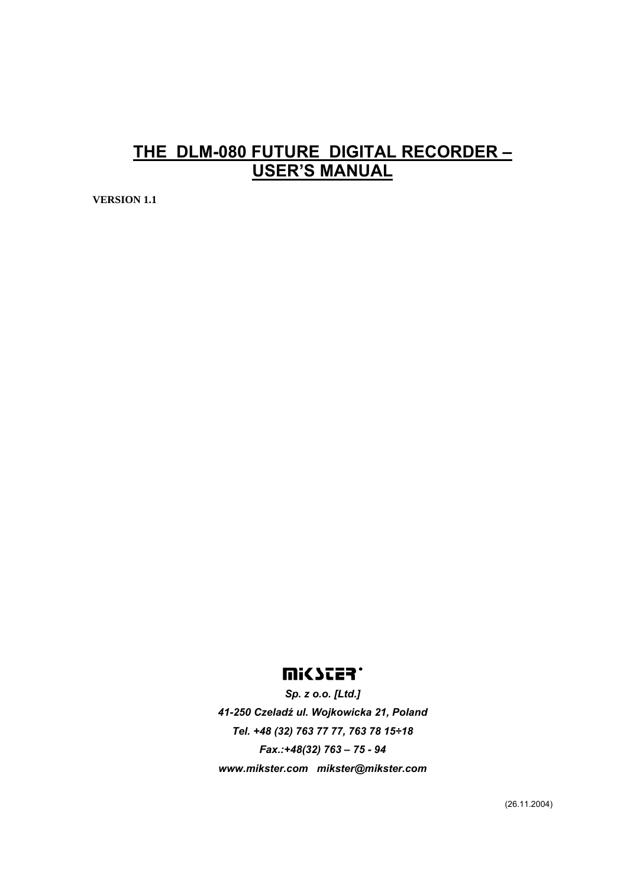# THE DLM-080 FUTURE DIGITAL RECORDER – USER'S MANUAL

**VERSION 1.1**

MIKSTER

*Sp. z o.o. [Ltd.]*

*41-250 Czeladź ul. Wojkowicka 21, Poland*

*Tel. +48 (32) 763 77 77, 763 78 15÷18*

*Fax.:+48(32) 763 – 75 - 94*

*www.mikster.com mikster@mikster.com*

(26.11.2004)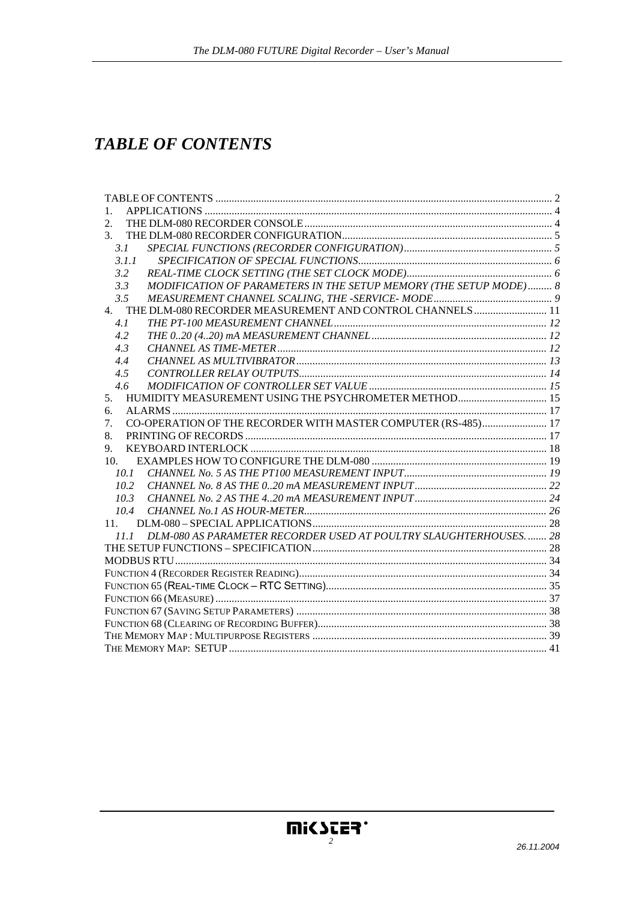# *TABLE OF CONTENTS*

TABLE OF CONTENTS ........................................................................................................................ 2
1. APPLICATIONS ............................................................................................................................ 4
2. THE DLM-080 RECORDER CONSOLE ........................................................................................ 4
3. THE DLM-080 RECORDER CONFIGURATION ............................................................................ 5
*3.1 SPECIAL FUNCTIONS (RECORDER CONFIGURATION) ...................................................... 5*
*3.1.1 SPECIFICATION OF SPECIAL FUNCTIONS ....................................................................... 6*
*3.2 REAL-TIME CLOCK SETTING (THE SET CLOCK MODE) ...................................................... 6*
*3.3 MODIFICATION OF PARAMETERS IN THE SETUP MEMORY (THE SETUP MODE) ......... 8*
*3.5 MEASUREMENT CHANNEL SCALING, THE -SERVICE- MODE ............................................ 9*
4. THE DLM-080 RECORDER MEASUREMENT AND CONTROL CHANNELS ........................... 11
*4.1 THE PT-100 MEASUREMENT CHANNEL ............................................................................... 12*
*4.2 THE 0..20 (4..20) mA MEASUREMENT CHANNEL ................................................................ 12*
*4.3 CHANNEL AS TIME-METER .................................................................................................. 12*
*4.4 CHANNEL AS MULTIVIBRATOR ............................................................................................ 13*
*4.5 CONTROLLER RELAY OUTPUTS .......................................................................................... 14*
*4.6 MODIFICATION OF CONTROLLER SET VALUE ................................................................... 15*
5. HUMIDITY MEASUREMENT USING THE PSYCHROMETER METHOD ................................. 15
6. ALARMS ......................................................................................................................................... 17
7. CO-OPERATION OF THE RECORDER WITH MASTER COMPUTER (RS-485) ........................ 17
8. PRINTING OF RECORDS ............................................................................................................... 17
9. KEYBOARD INTERLOCK ............................................................................................................. 18
10. EXAMPLES HOW TO CONFIGURE THE DLM-080 ................................................................ 19
*10.1 CHANNEL No. 5 AS THE PT100 MEASUREMENT INPUT .................................................... 19*
*10.2 CHANNEL No. 8 AS THE 0..20 mA MEASUREMENT INPUT ................................................ 22*
*10.3 CHANNEL No. 2 AS THE 4..20 mA MEASUREMENT INPUT ................................................ 24*
*10.4 CHANNEL No.1 AS HOUR-METER ......................................................................................... 26*
11. DLM-080 – SPECIAL APPLICATIONS ....................................................................................... 28
*11.1 DLM-080 AS PARAMETER RECORDER USED AT POULTRY SLAUGHTERHOUSES. ....... 28*
THE SETUP FUNCTIONS – SPECIFICATION ...................................................................................... 28
MODBUS RTU ........................................................................................................................................ 34
FUNCTION 4 (RECORDER REGISTER READING) ................................................................................ 34
FUNCTION 65 (REAL-TIME CLOCK – RTC SETTING) ........................................................................ 35
FUNCTION 66 (MEASURE) .................................................................................................................... 37
FUNCTION 67 (SAVING SETUP PARAMETERS) ................................................................................... 38
FUNCTION 68 (CLEARING OF RECORDING BUFFER) ......................................................................... 38
THE MEMORY MAP : MULTIPURPOSE REGISTERS ............................................................................ 39
THE MEMORY MAP: SETUP .................................................................................................................. 41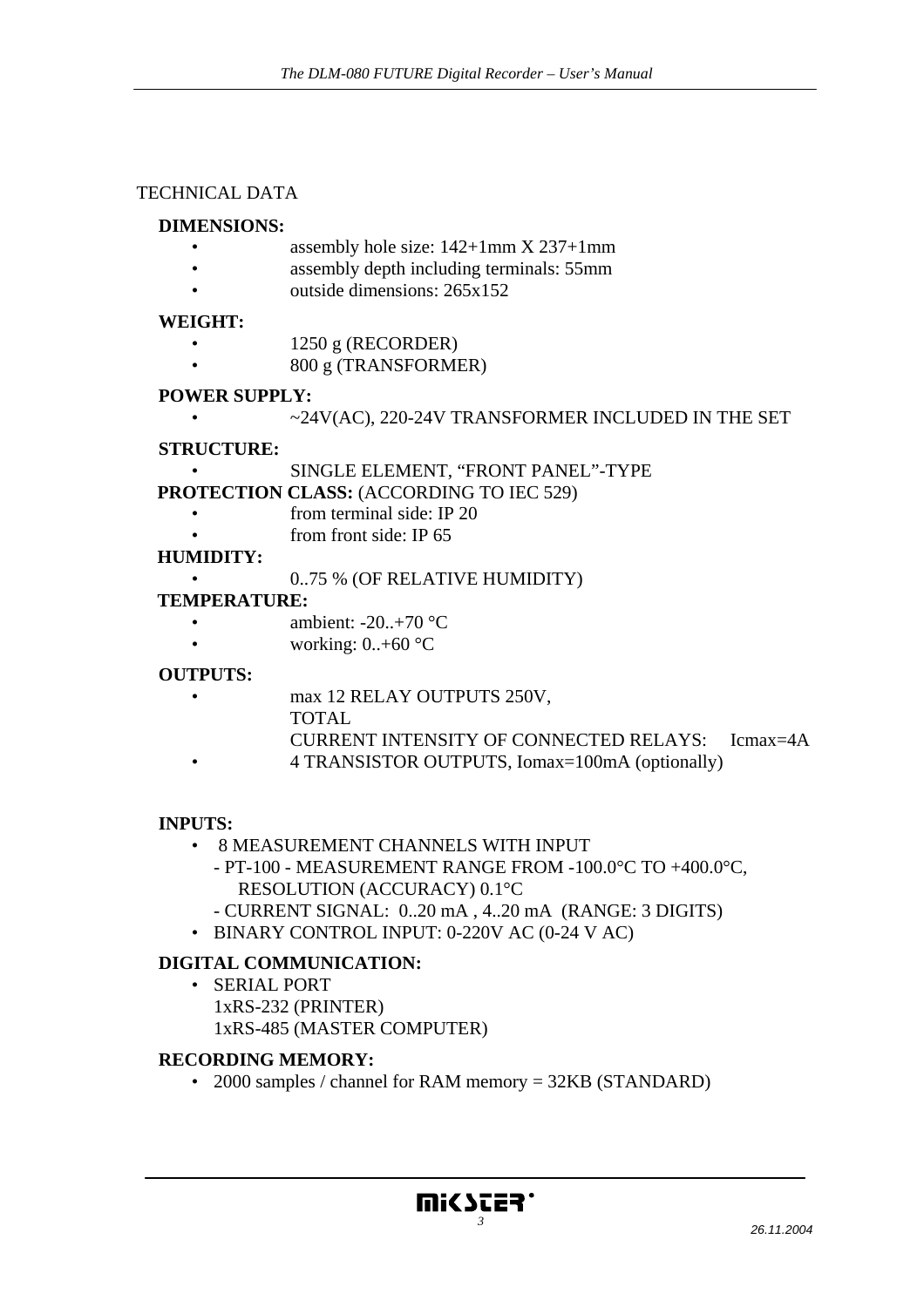# TECHNICAL DATA

**DIMENSIONS:**

- assembly hole size: 142+1mm X 237+1mm
- assembly depth including terminals: 55mm
- outside dimensions: 265x152

**WEIGHT:**

- 1250 g (RECORDER)
- 800 g (TRANSFORMER)

**POWER SUPPLY:**

- ~24V(AC), 220-24V TRANSFORMER INCLUDED IN THE SET

**STRUCTURE:**

- SINGLE ELEMENT, “FRONT PANEL”-TYPE

**PROTECTION CLASS:** (ACCORDING TO IEC 529)

- from terminal side: IP 20
- from front side: IP 65

**HUMIDITY:**

- 0..75 % (OF RELATIVE HUMIDITY)

**TEMPERATURE:**

- ambient: -20..+70 °C
- working: 0..+60 °C

**OUTPUTS:**

- max 12 RELAY OUTPUTS 250V,
  TOTAL
  CURRENT INTENSITY OF CONNECTED RELAYS: Icmax=4A
- 4 TRANSISTOR OUTPUTS, Iomax=100mA (optionally)

**INPUTS:**

- 8 MEASUREMENT CHANNELS WITH INPUT
  - PT-100 - MEASUREMENT RANGE FROM -100.0°C TO +400.0°C, RESOLUTION (ACCURACY) 0.1°C
  - CURRENT SIGNAL: 0..20 mA , 4..20 mA (RANGE: 3 DIGITS)
- BINARY CONTROL INPUT: 0-220V AC (0-24 V AC)

**DIGITAL COMMUNICATION:**

- SERIAL PORT
  1xRS-232 (PRINTER)
  1xRS-485 (MASTER COMPUTER)

**RECORDING MEMORY:**

- 2000 samples / channel for RAM memory = 32KB (STANDARD)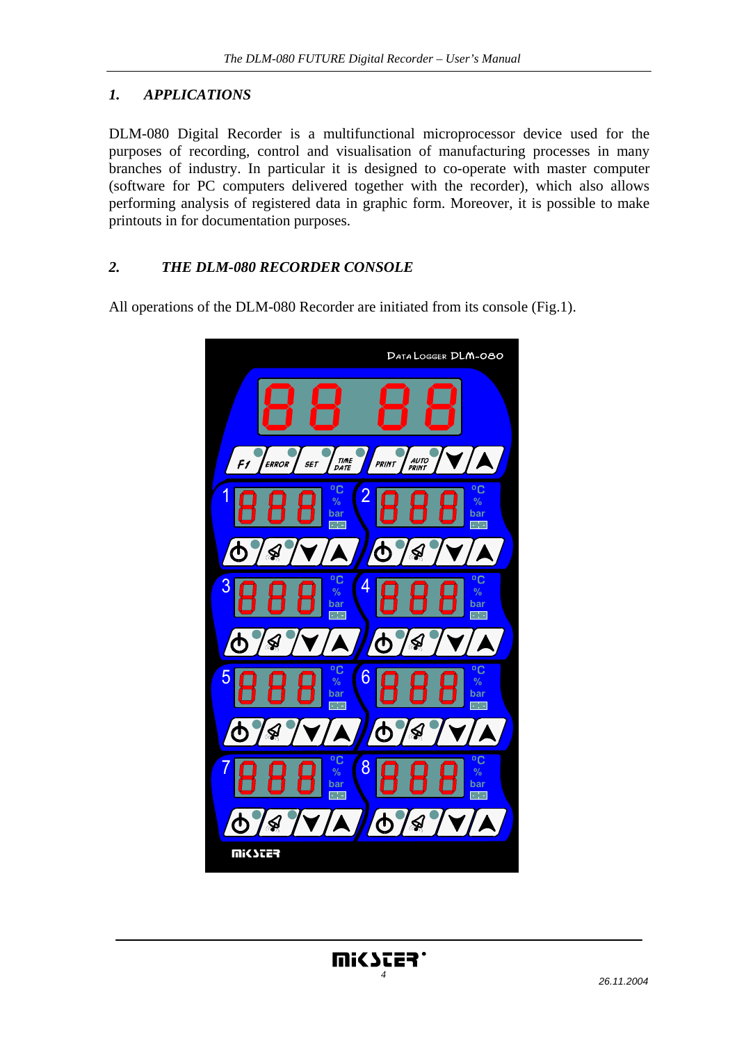## 1. APPLICATIONS

DLM-080 Digital Recorder is a multifunctional microprocessor device used for the purposes of recording, control and visualisation of manufacturing processes in many branches of industry. In particular it is designed to co-operate with master computer (software for PC computers delivered together with the recorder), which also allows performing analysis of registered data in graphic form. Moreover, it is possible to make printouts in for documentation purposes.

## 2. THE DLM-080 RECORDER CONSOLE

All operations of the DLM-080 Recorder are initiated from its console (Fig.1).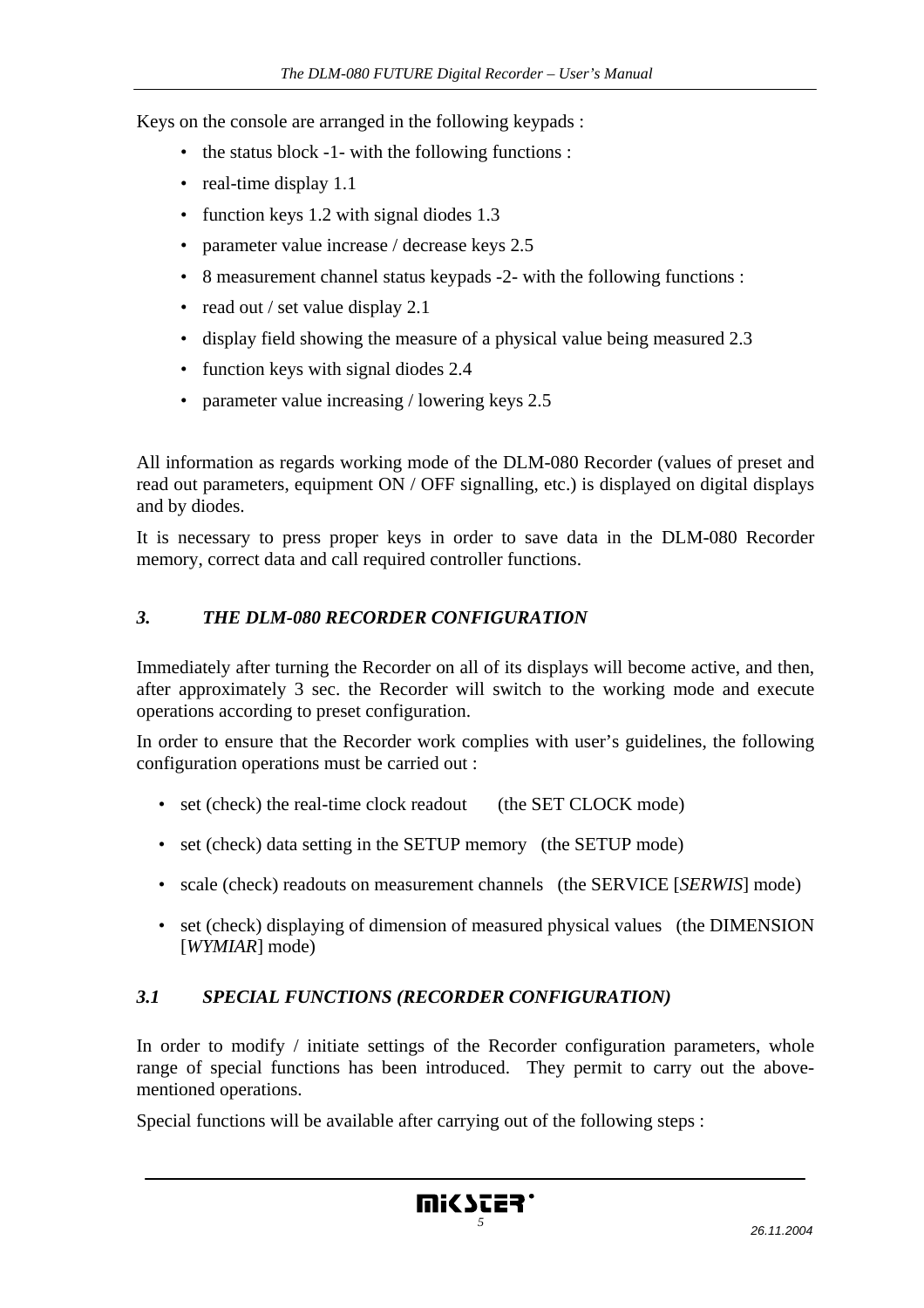Keys on the console are arranged in the following keypads :

- the status block -1- with the following functions :
- real-time display 1.1
- function keys 1.2 with signal diodes 1.3
- parameter value increase / decrease keys 2.5
- 8 measurement channel status keypads -2- with the following functions :
- read out / set value display 2.1
- display field showing the measure of a physical value being measured 2.3
- function keys with signal diodes 2.4
- parameter value increasing / lowering keys 2.5

All information as regards working mode of the DLM-080 Recorder (values of preset and read out parameters, equipment ON / OFF signalling, etc.) is displayed on digital displays and by diodes.

It is necessary to press proper keys in order to save data in the DLM-080 Recorder memory, correct data and call required controller functions.

## *3. THE DLM-080 RECORDER CONFIGURATION*

Immediately after turning the Recorder on all of its displays will become active, and then, after approximately 3 sec. the Recorder will switch to the working mode and execute operations according to preset configuration.

In order to ensure that the Recorder work complies with user's guidelines, the following configuration operations must be carried out :

- set (check) the real-time clock readout (the SET CLOCK mode)
- set (check) data setting in the SETUP memory (the SETUP mode)
- scale (check) readouts on measurement channels (the SERVICE [*SERWIS*] mode)
- set (check) displaying of dimension of measured physical values (the DIMENSION [*WYMIAR*] mode)

### *3.1 SPECIAL FUNCTIONS (RECORDER CONFIGURATION)*

In order to modify / initiate settings of the Recorder configuration parameters, whole range of special functions has been introduced. They permit to carry out the above-mentioned operations.

Special functions will be available after carrying out of the following steps :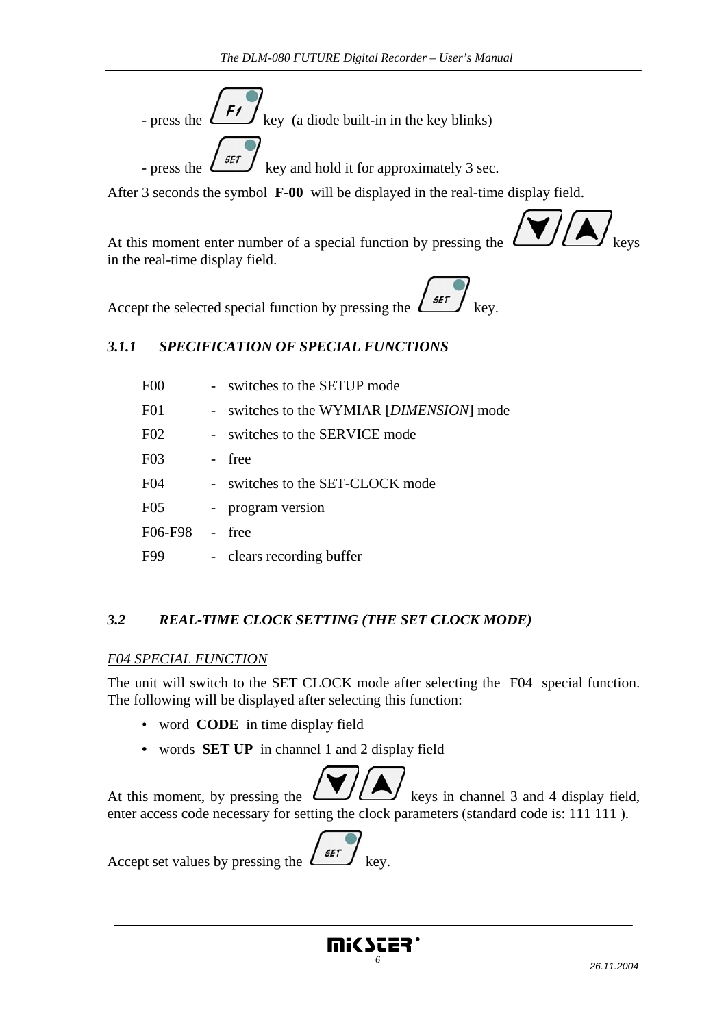- press the F1 key (a diode built-in in the key blinks)

- press the SET key and hold it for approximately 3 sec.

After 3 seconds the symbol **F-00** will be displayed in the real-time display field.

At this moment enter number of a special function by pressing the ▼/▲ keys in the real-time display field.

Accept the selected special function by pressing the SET key.

### *3.1.1 SPECIFICATION OF SPECIAL FUNCTIONS*

| | | |
|---|---|---|
| F00 | - | switches to the SETUP mode |
| F01 | - | switches to the WYMIAR [*DIMENSION*] mode |
| F02 | - | switches to the SERVICE mode |
| F03 | - | free |
| F04 | - | switches to the SET-CLOCK mode |
| F05 | - | program version |
| F06-F98 | - | free |
| F99 | - | clears recording buffer |

## *3.2 REAL-TIME CLOCK SETTING (THE SET CLOCK MODE)*

*F04 SPECIAL FUNCTION*

The unit will switch to the SET CLOCK mode after selecting the F04 special function. The following will be displayed after selecting this function:

- word **CODE** in time display field
- words **SET UP** in channel 1 and 2 display field

At this moment, by pressing the ▼/▲ keys in channel 3 and 4 display field, enter access code necessary for setting the clock parameters (standard code is: 111 111 ).

Accept set values by pressing the SET key.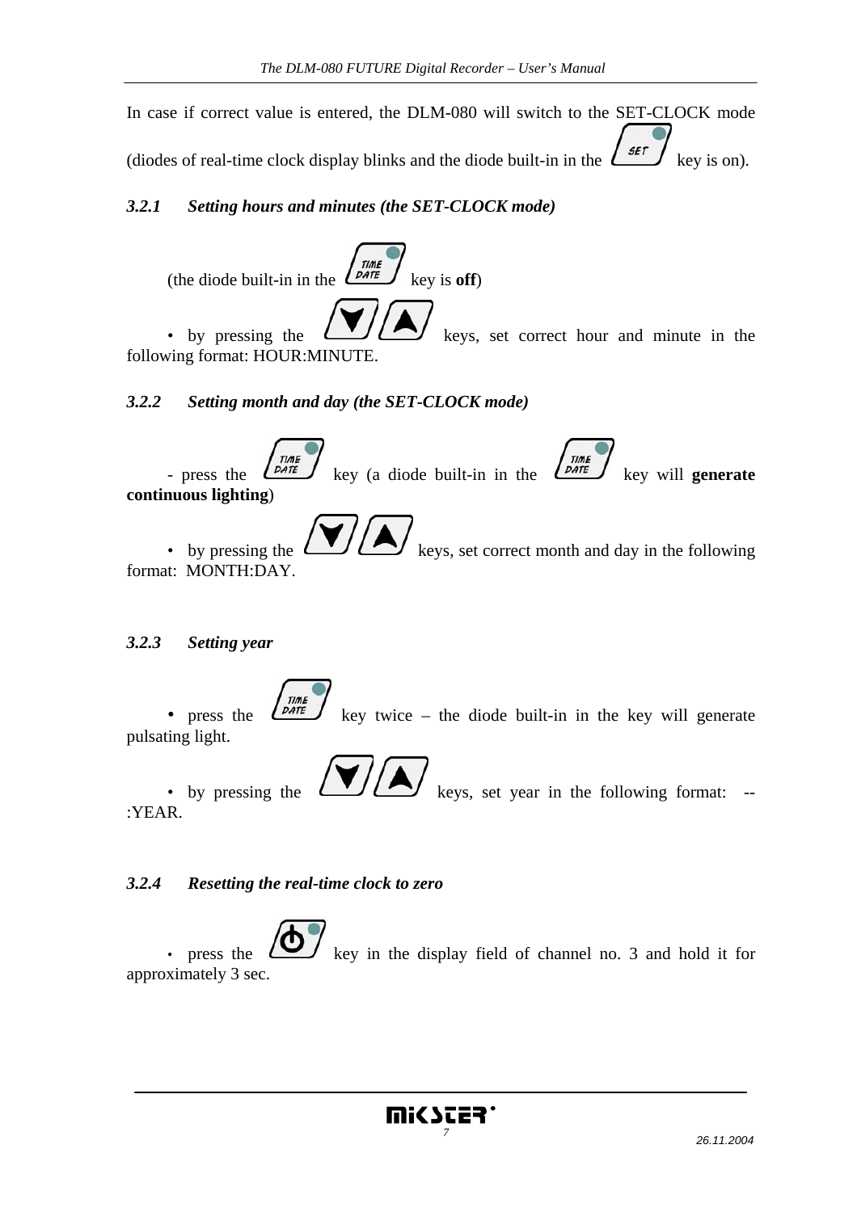In case if correct value is entered, the DLM-080 will switch to the SET-CLOCK mode (diodes of real-time clock display blinks and the diode built-in in the SET key is on).

### *3.2.1 Setting hours and minutes (the SET-CLOCK mode)*

(the diode built-in in the TIME DATE key is **off**)

- by pressing the ▼/▲ keys, set correct hour and minute in the following format: HOUR:MINUTE.

### *3.2.2 Setting month and day (the SET-CLOCK mode)*

- press the TIME DATE key (a diode built-in in the TIME DATE key will **generate continuous lighting**)

- by pressing the ▼/▲ keys, set correct month and day in the following format: MONTH:DAY.

### *3.2.3 Setting year*

- press the TIME DATE key twice – the diode built-in in the key will generate pulsating light.
- by pressing the ▼/▲ keys, set year in the following format: --:YEAR.

### *3.2.4 Resetting the real-time clock to zero*

- press the ⏻ key in the display field of channel no. 3 and hold it for approximately 3 sec.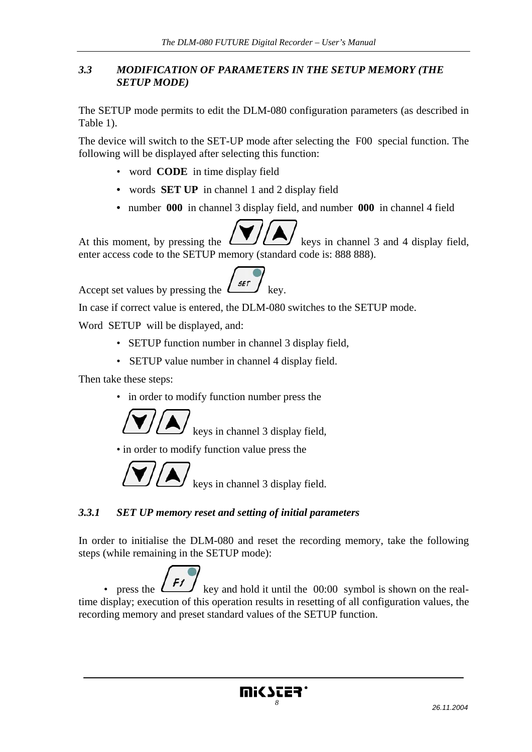### *3.3 MODIFICATION OF PARAMETERS IN THE SETUP MEMORY (THE SETUP MODE)*

The SETUP mode permits to edit the DLM-080 configuration parameters (as described in Table 1).

The device will switch to the SET-UP mode after selecting the F00 special function. The following will be displayed after selecting this function:

- word **CODE** in time display field
- words **SET UP** in channel 1 and 2 display field
- number **000** in channel 3 display field, and number **000** in channel 4 field

At this moment, by pressing the ▼/▲ keys in channel 3 and 4 display field, enter access code to the SETUP memory (standard code is: 888 888).

Accept set values by pressing the SET key.

In case if correct value is entered, the DLM-080 switches to the SETUP mode.

Word SETUP will be displayed, and:

- SETUP function number in channel 3 display field,
- SETUP value number in channel 4 display field.

Then take these steps:

- in order to modify function number press the ▼/▲ keys in channel 3 display field,
- in order to modify function value press the ▼/▲ keys in channel 3 display field.

#### *3.3.1 SET UP memory reset and setting of initial parameters*

In order to initialise the DLM-080 and reset the recording memory, take the following steps (while remaining in the SETUP mode):

- press the F1 key and hold it until the 00:00 symbol is shown on the real-time display; execution of this operation results in resetting of all configuration values, the recording memory and preset standard values of the SETUP function.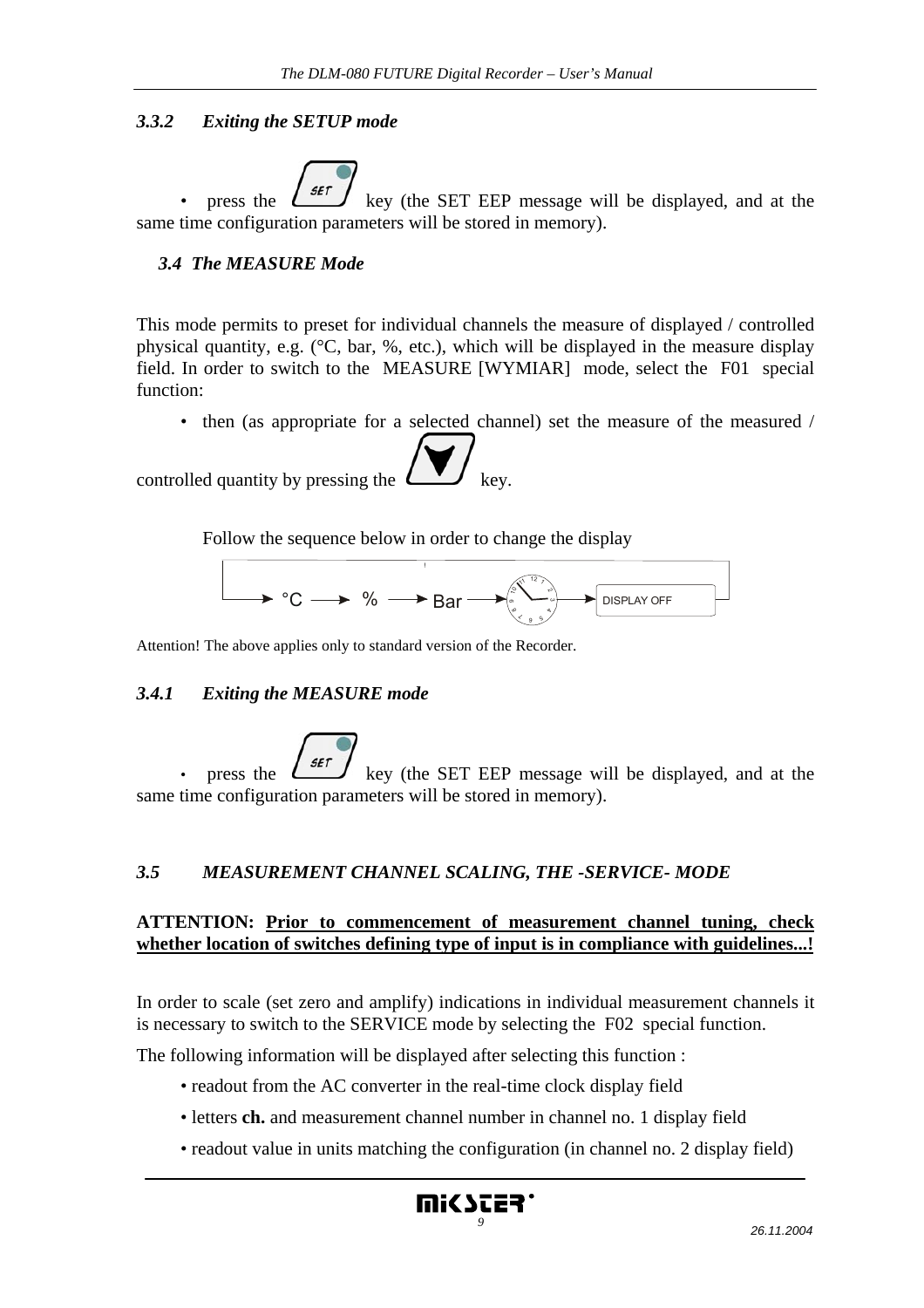### 3.3.2 *Exiting the SETUP mode*

- press the SET key (the SET EEP message will be displayed, and at the same time configuration parameters will be stored in memory).

## *3.4 The MEASURE Mode*

This mode permits to preset for individual channels the measure of displayed / controlled physical quantity, e.g. (°C, bar, %, etc.), which will be displayed in the measure display field. In order to switch to the MEASURE [WYMIAR] mode, select the F01 special function:

- then (as appropriate for a selected channel) set the measure of the measured / controlled quantity by pressing the ▼ key.

Follow the sequence below in order to change the display

°C → % → Bar → (clock) → DISPLAY OFF

Attention! The above applies only to standard version of the Recorder.

### 3.4.1 *Exiting the MEASURE mode*

- press the SET key (the SET EEP message will be displayed, and at the same time configuration parameters will be stored in memory).

## *3.5 MEASUREMENT CHANNEL SCALING, THE -SERVICE- MODE*

**ATTENTION: <u>Prior to commencement of measurement channel tuning, check whether location of switches defining type of input is in compliance with guidelines...!</u>**

In order to scale (set zero and amplify) indications in individual measurement channels it is necessary to switch to the SERVICE mode by selecting the F02 special function.

The following information will be displayed after selecting this function :

- readout from the AC converter in the real-time clock display field
- letters **ch.** and measurement channel number in channel no. 1 display field
- readout value in units matching the configuration (in channel no. 2 display field)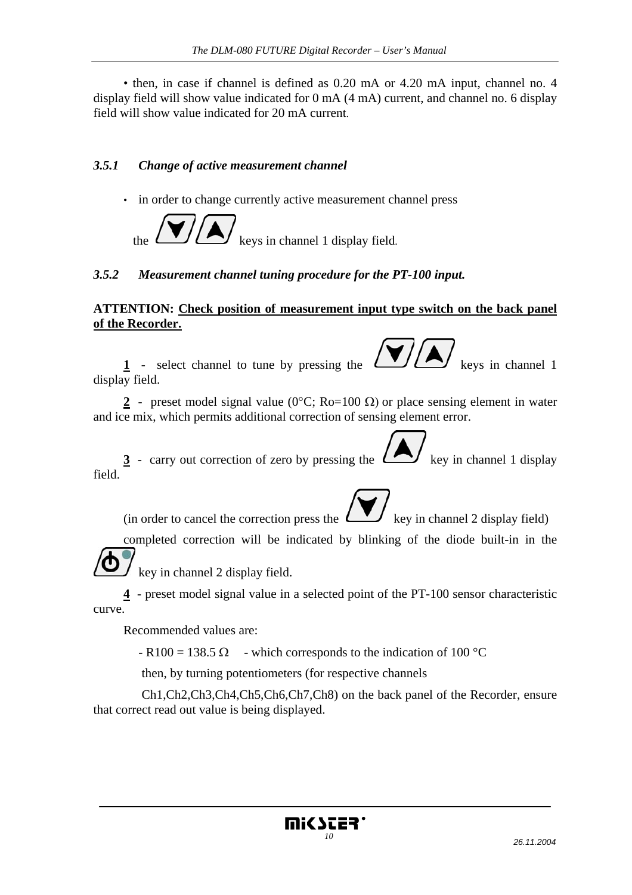• then, in case if channel is defined as 0.20 mA or 4.20 mA input, channel no. 4 display field will show value indicated for 0 mA (4 mA) current, and channel no. 6 display field will show value indicated for 20 mA current.

### *3.5.1 Change of active measurement channel*

- in order to change currently active measurement channel press the keys in channel 1 display field.

### *3.5.2 Measurement channel tuning procedure for the PT-100 input.*

**ATTENTION: <u>Check position of measurement input type switch on the back panel of the Recorder.</u>**

**<u>1</u>** - select channel to tune by pressing the keys in channel 1 display field.

**<u>2</u>** - preset model signal value (0°C; Ro=100 Ω) or place sensing element in water and ice mix, which permits additional correction of sensing element error.

**<u>3</u>** - carry out correction of zero by pressing the key in channel 1 display field.

(in order to cancel the correction press the key in channel 2 display field)

completed correction will be indicated by blinking of the diode built-in in the key in channel 2 display field.

**<u>4</u>** - preset model signal value in a selected point of the PT-100 sensor characteristic curve.

Recommended values are:

- R100 = 138.5 Ω - which corresponds to the indication of 100 °C

then, by turning potentiometers (for respective channels Ch1,Ch2,Ch3,Ch4,Ch5,Ch6,Ch7,Ch8) on the back panel of the Recorder, ensure that correct read out value is being displayed.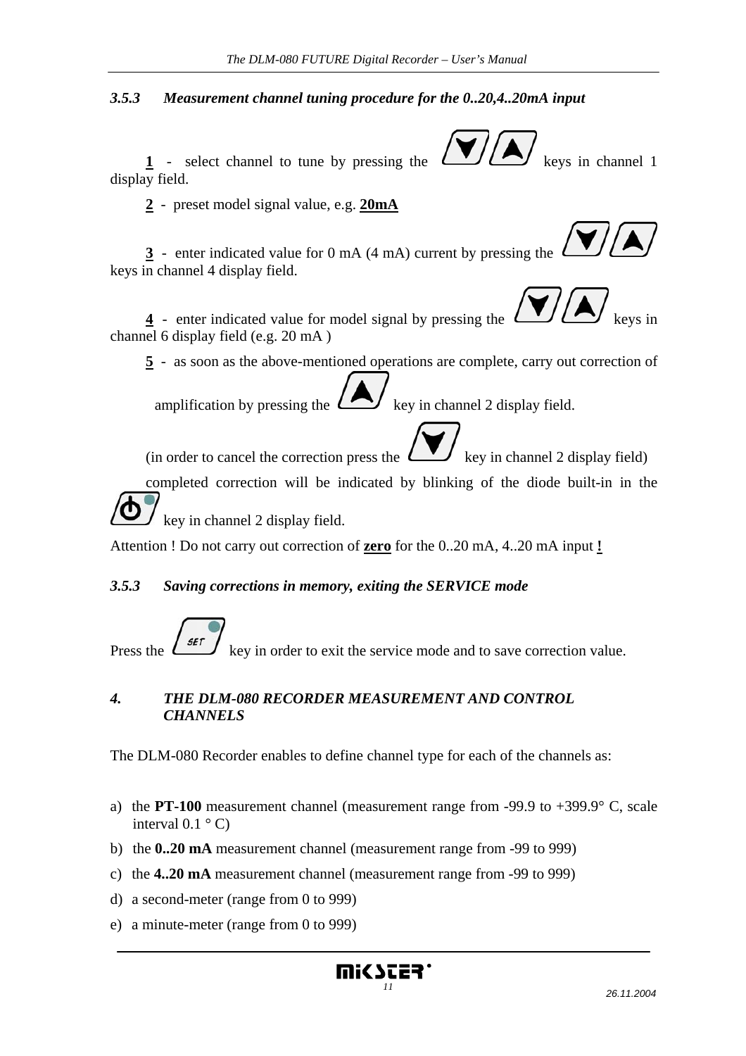### *3.5.3 Measurement channel tuning procedure for the 0..20,4..20mA input*

**1** - select channel to tune by pressing the keys in channel 1 display field.

**2** - preset model signal value, e.g. **20mA**

**3** - enter indicated value for 0 mA (4 mA) current by pressing the keys in channel 4 display field.

**4** - enter indicated value for model signal by pressing the keys in channel 6 display field (e.g. 20 mA )

**5** - as soon as the above-mentioned operations are complete, carry out correction of amplification by pressing the key in channel 2 display field.

(in order to cancel the correction press the key in channel 2 display field)

completed correction will be indicated by blinking of the diode built-in in the key in channel 2 display field.

Attention ! Do not carry out correction of **zero** for the 0..20 mA, 4..20 mA input **!**

### *3.5.3 Saving corrections in memory, exiting the SERVICE mode*

Press the key in order to exit the service mode and to save correction value.

## *4. THE DLM-080 RECORDER MEASUREMENT AND CONTROL CHANNELS*

The DLM-080 Recorder enables to define channel type for each of the channels as:

a) the **PT-100** measurement channel (measurement range from -99.9 to +399.9° C, scale interval 0.1 ° C)
b) the **0..20 mA** measurement channel (measurement range from -99 to 999)
c) the **4..20 mA** measurement channel (measurement range from -99 to 999)
d) a second-meter (range from 0 to 999)
e) a minute-meter (range from 0 to 999)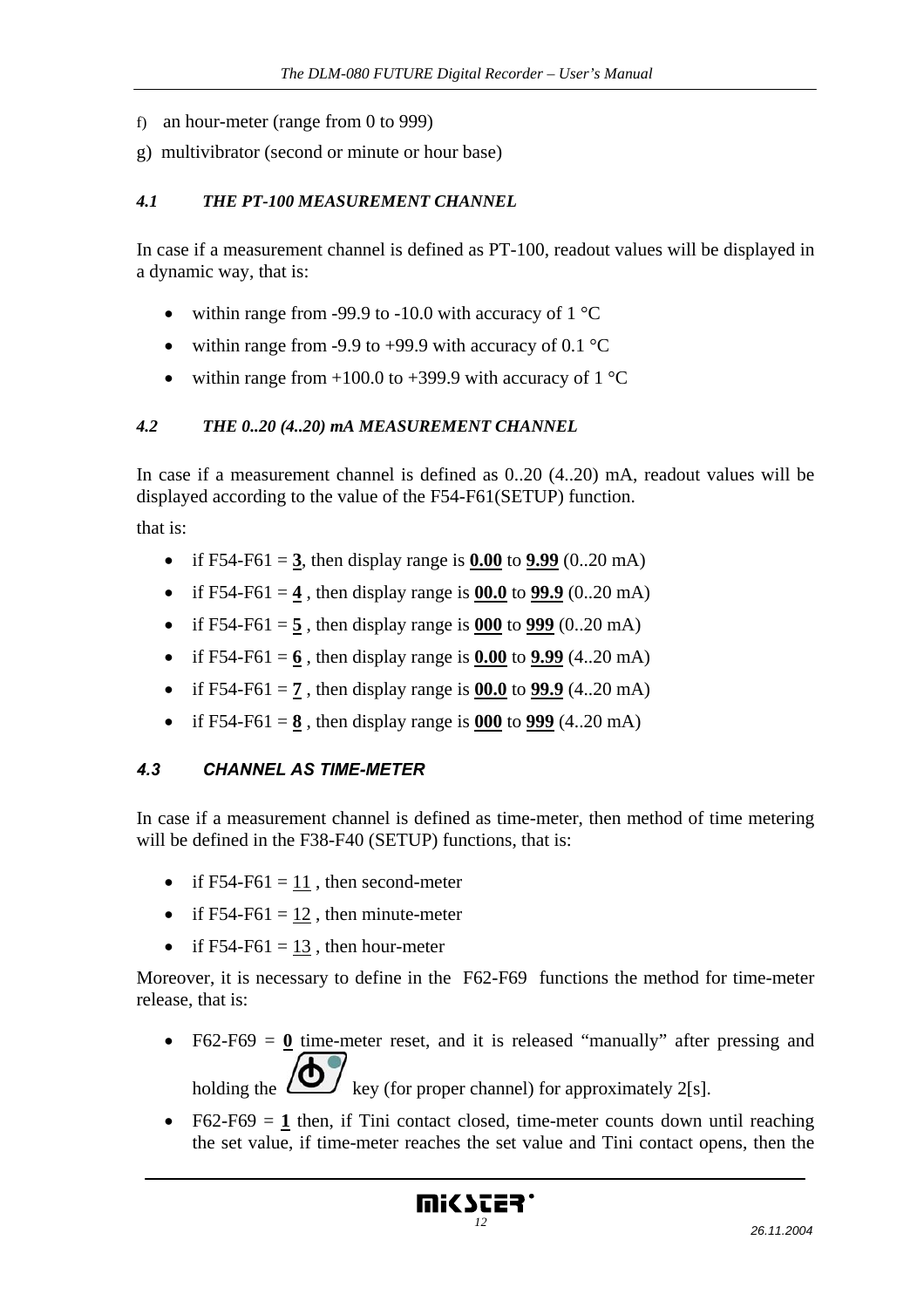f) an hour-meter (range from 0 to 999)

g) multivibrator (second or minute or hour base)

### *4.1 THE PT-100 MEASUREMENT CHANNEL*

In case if a measurement channel is defined as PT-100, readout values will be displayed in a dynamic way, that is:

- within range from -99.9 to -10.0 with accuracy of 1 °C
- within range from -9.9 to +99.9 with accuracy of 0.1 °C
- within range from +100.0 to +399.9 with accuracy of 1 °C

### *4.2 THE 0..20 (4..20) mA MEASUREMENT CHANNEL*

In case if a measurement channel is defined as 0..20 (4..20) mA, readout values will be displayed according to the value of the F54-F61(SETUP) function.

that is:

- if F54-F61 = **3**, then display range is **0.00** to **9.99** (0..20 mA)
- if F54-F61 = **4** , then display range is **00.0** to **99.9** (0..20 mA)
- if F54-F61 = **5** , then display range is **000** to **999** (0..20 mA)
- if F54-F61 = **6** , then display range is **0.00** to **9.99** (4..20 mA)
- if F54-F61 = **7** , then display range is **00.0** to **99.9** (4..20 mA)
- if F54-F61 = **8** , then display range is **000** to **999** (4..20 mA)

### *4.3 CHANNEL AS TIME-METER*

In case if a measurement channel is defined as time-meter, then method of time metering will be defined in the F38-F40 (SETUP) functions, that is:

- if F54-F61 = 11 , then second-meter
- if F54-F61 = 12 , then minute-meter
- if F54-F61 = 13 , then hour-meter

Moreover, it is necessary to define in the F62-F69 functions the method for time-meter release, that is:

- F62-F69 = **0** time-meter reset, and it is released "manually" after pressing and holding the key (for proper channel) for approximately 2[s].
- F62-F69 = **1** then, if Tini contact closed, time-meter counts down until reaching the set value, if time-meter reaches the set value and Tini contact opens, then the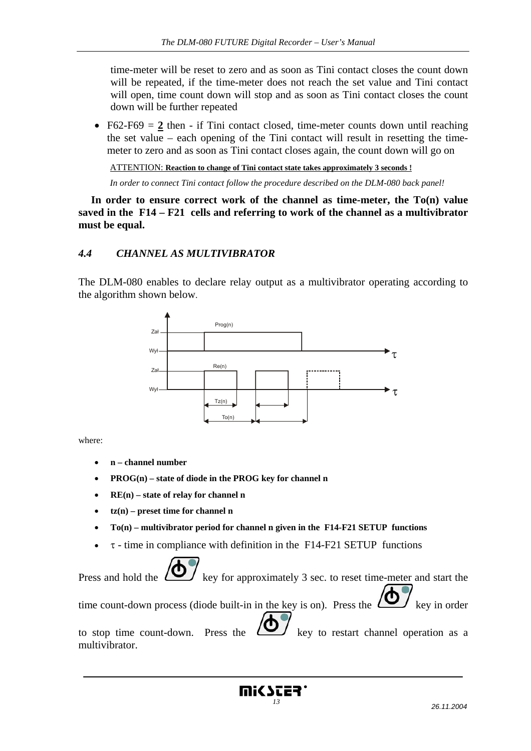time-meter will be reset to zero and as soon as Tini contact closes the count down will be repeated, if the time-meter does not reach the set value and Tini contact will open, time count down will stop and as soon as Tini contact closes the count down will be further repeated

- F62-F69 = **2** then - if Tini contact closed, time-meter counts down until reaching the set value – each opening of the Tini contact will result in resetting the time-meter to zero and as soon as Tini contact closes again, the count down will go on

ATTENTION: **Reaction to change of Tini contact state takes approximately 3 seconds !**

*In order to connect Tini contact follow the procedure described on the DLM-080 back panel!*

**In order to ensure correct work of the channel as time-meter, the To(n) value saved in the F14 – F21 cells and referring to work of the channel as a multivibrator must be equal.**

## *4.4 CHANNEL AS MULTIVIBRATOR*

The DLM-080 enables to declare relay output as a multivibrator operating according to the algorithm shown below.

where:

- **n – channel number**
- **PROG(n) – state of diode in the PROG key for channel n**
- **RE(n) – state of relay for channel n**
- **tz(n) – preset time for channel n**
- **To(n) – multivibrator period for channel n given in the F14-F21 SETUP functions**
- $\tau$ - time in compliance with definition in the F14-F21 SETUP functions

Press and hold the key for approximately 3 sec. to reset time-meter and start the time count-down process (diode built-in in the key is on). Press the key in order to stop time count-down. Press the key to restart channel operation as a multivibrator.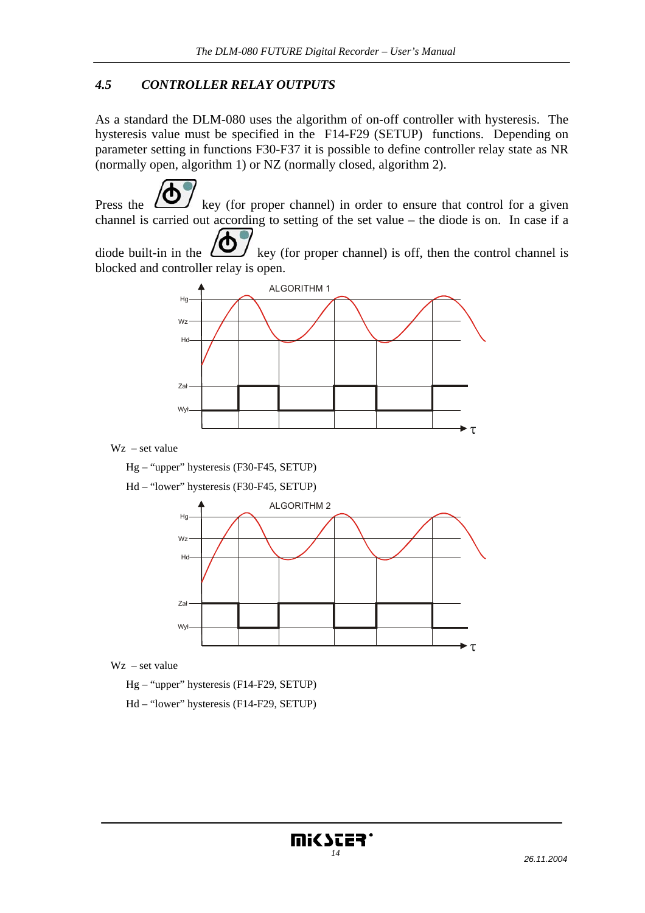## 4.5 *CONTROLLER RELAY OUTPUTS*

As a standard the DLM-080 uses the algorithm of on-off controller with hysteresis. The hysteresis value must be specified in the F14-F29 (SETUP) functions. Depending on parameter setting in functions F30-F37 it is possible to define controller relay state as NR (normally open, algorithm 1) or NZ (normally closed, algorithm 2).

Press the key (for proper channel) in order to ensure that control for a given channel is carried out according to setting of the set value – the diode is on. In case if a diode built-in in the key (for proper channel) is off, then the control channel is blocked and controller relay is open.

Wz – set value

Hg – "upper" hysteresis (F30-F45, SETUP)

Hd – "lower" hysteresis (F30-F45, SETUP)

Wz – set value

Hg – "upper" hysteresis (F14-F29, SETUP)

Hd – "lower" hysteresis (F14-F29, SETUP)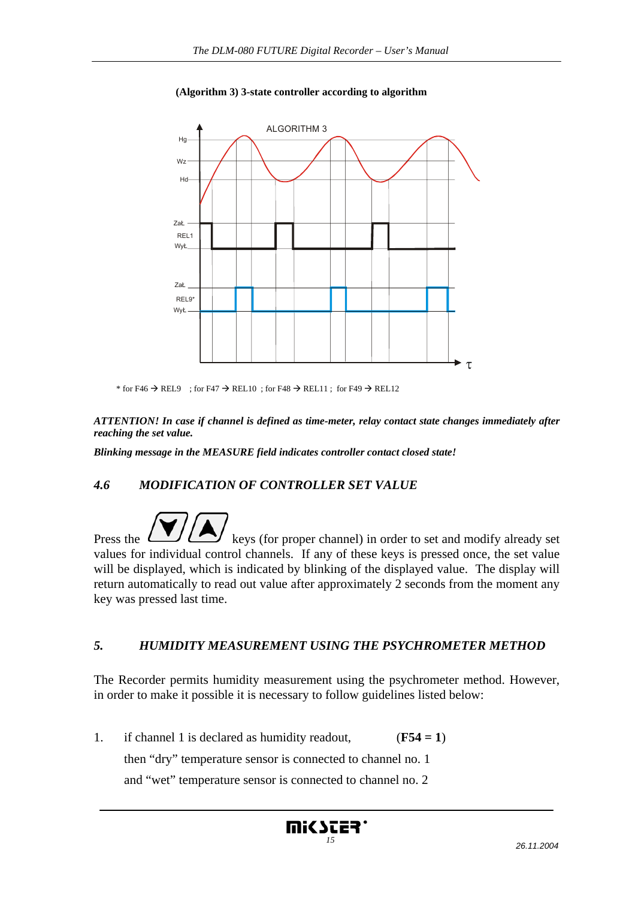**(Algorithm 3) 3-state controller according to algorithm**

\* for F46 → REL9 ; for F47 → REL10 ; for F48 → REL11 ; for F49 → REL12

***ATTENTION! In case if channel is defined as time-meter, relay contact state changes immediately after reaching the set value.***

***Blinking message in the MEASURE field indicates controller contact closed state!***

## *4.6 MODIFICATION OF CONTROLLER SET VALUE*

Press the ▼/▲ keys (for proper channel) in order to set and modify already set values for individual control channels. If any of these keys is pressed once, the set value will be displayed, which is indicated by blinking of the displayed value. The display will return automatically to read out value after approximately 2 seconds from the moment any key was pressed last time.

## *5. HUMIDITY MEASUREMENT USING THE PSYCHROMETER METHOD*

The Recorder permits humidity measurement using the psychrometer method. However, in order to make it possible it is necessary to follow guidelines listed below:

1. if channel 1 is declared as humidity readout, (**F54 = 1**)
   then “dry” temperature sensor is connected to channel no. 1
   and “wet” temperature sensor is connected to channel no. 2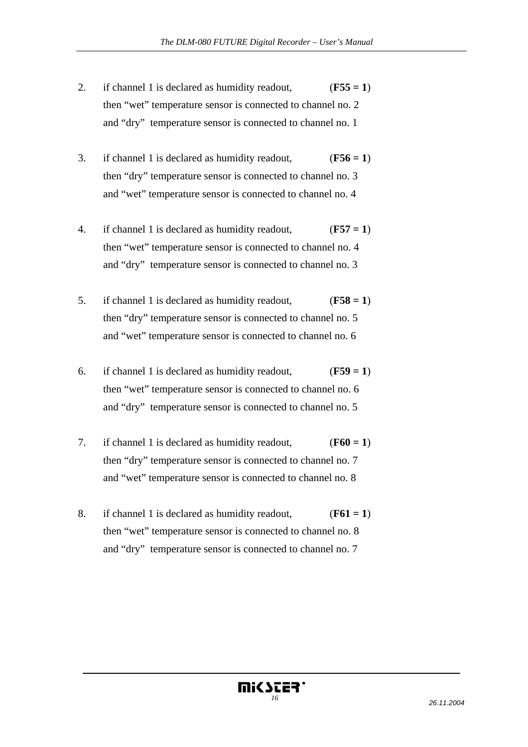2. if channel 1 is declared as humidity readout, (**F55 = 1**)
   then “wet” temperature sensor is connected to channel no. 2
   and “dry” temperature sensor is connected to channel no. 1

3. if channel 1 is declared as humidity readout, (**F56 = 1**)
   then “dry” temperature sensor is connected to channel no. 3
   and “wet” temperature sensor is connected to channel no. 4

4. if channel 1 is declared as humidity readout, (**F57 = 1**)
   then “wet” temperature sensor is connected to channel no. 4
   and “dry” temperature sensor is connected to channel no. 3

5. if channel 1 is declared as humidity readout, (**F58 = 1**)
   then “dry” temperature sensor is connected to channel no. 5
   and “wet” temperature sensor is connected to channel no. 6

6. if channel 1 is declared as humidity readout, (**F59 = 1**)
   then “wet” temperature sensor is connected to channel no. 6
   and “dry” temperature sensor is connected to channel no. 5

7. if channel 1 is declared as humidity readout, (**F60 = 1**)
   then “dry” temperature sensor is connected to channel no. 7
   and “wet” temperature sensor is connected to channel no. 8

8. if channel 1 is declared as humidity readout, (**F61 = 1**)
   then “wet” temperature sensor is connected to channel no. 8
   and “dry” temperature sensor is connected to channel no. 7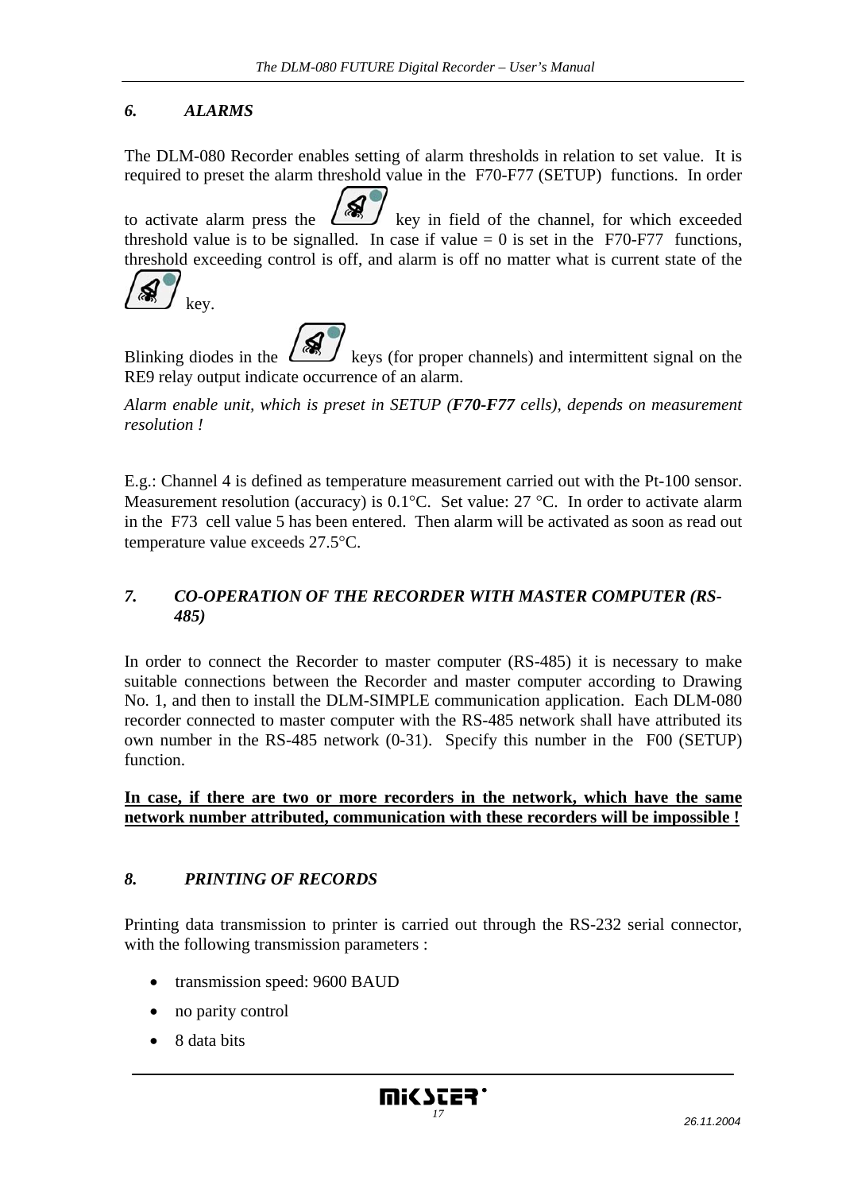## *6. ALARMS*

The DLM-080 Recorder enables setting of alarm thresholds in relation to set value. It is required to preset the alarm threshold value in the F70-F77 (SETUP) functions. In order to activate alarm press the key in field of the channel, for which exceeded threshold value is to be signalled. In case if value = 0 is set in the F70-F77 functions, threshold exceeding control is off, and alarm is off no matter what is current state of the key.

Blinking diodes in the keys (for proper channels) and intermittent signal on the RE9 relay output indicate occurrence of an alarm.

*Alarm enable unit, which is preset in SETUP (**F70-F77** cells), depends on measurement resolution !*

E.g.: Channel 4 is defined as temperature measurement carried out with the Pt-100 sensor. Measurement resolution (accuracy) is 0.1°C. Set value: 27 °C. In order to activate alarm in the F73 cell value 5 has been entered. Then alarm will be activated as soon as read out temperature value exceeds 27.5°C.

## *7. CO-OPERATION OF THE RECORDER WITH MASTER COMPUTER (RS-485)*

In order to connect the Recorder to master computer (RS-485) it is necessary to make suitable connections between the Recorder and master computer according to Drawing No. 1, and then to install the DLM-SIMPLE communication application. Each DLM-080 recorder connected to master computer with the RS-485 network shall have attributed its own number in the RS-485 network (0-31). Specify this number in the F00 (SETUP) function.

**In case, if there are two or more recorders in the network, which have the same network number attributed, communication with these recorders will be impossible !**

## *8. PRINTING OF RECORDS*

Printing data transmission to printer is carried out through the RS-232 serial connector, with the following transmission parameters :

- transmission speed: 9600 BAUD
- no parity control
- 8 data bits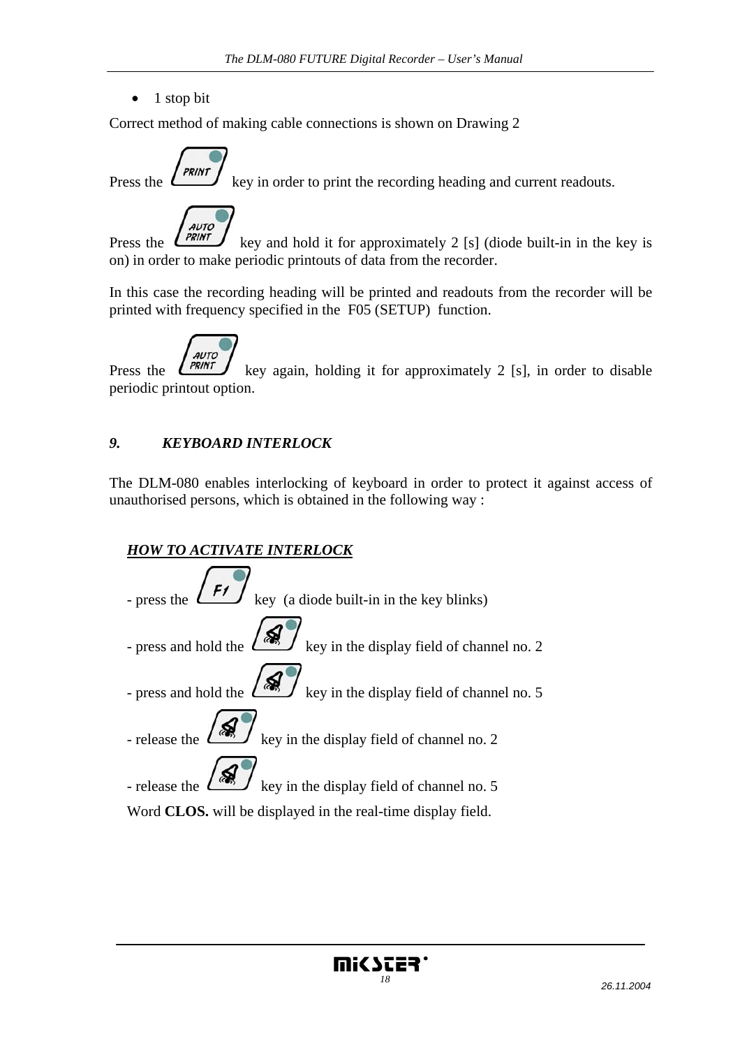- 1 stop bit

Correct method of making cable connections is shown on Drawing 2

Press the PRINT key in order to print the recording heading and current readouts.

Press the AUTO PRINT key and hold it for approximately 2 [s] (diode built-in in the key is on) in order to make periodic printouts of data from the recorder.

In this case the recording heading will be printed and readouts from the recorder will be printed with frequency specified in the F05 (SETUP) function.

Press the AUTO PRINT key again, holding it for approximately 2 [s], in order to disable periodic printout option.

## *9. KEYBOARD INTERLOCK*

The DLM-080 enables interlocking of keyboard in order to protect it against access of unauthorised persons, which is obtained in the following way :

### ***HOW TO ACTIVATE INTERLOCK***

- press the F1 key (a diode built-in in the key blinks)
- press and hold the key in the display field of channel no. 2
- press and hold the key in the display field of channel no. 5
- release the key in the display field of channel no. 2
- release the key in the display field of channel no. 5

Word **CLOS.** will be displayed in the real-time display field.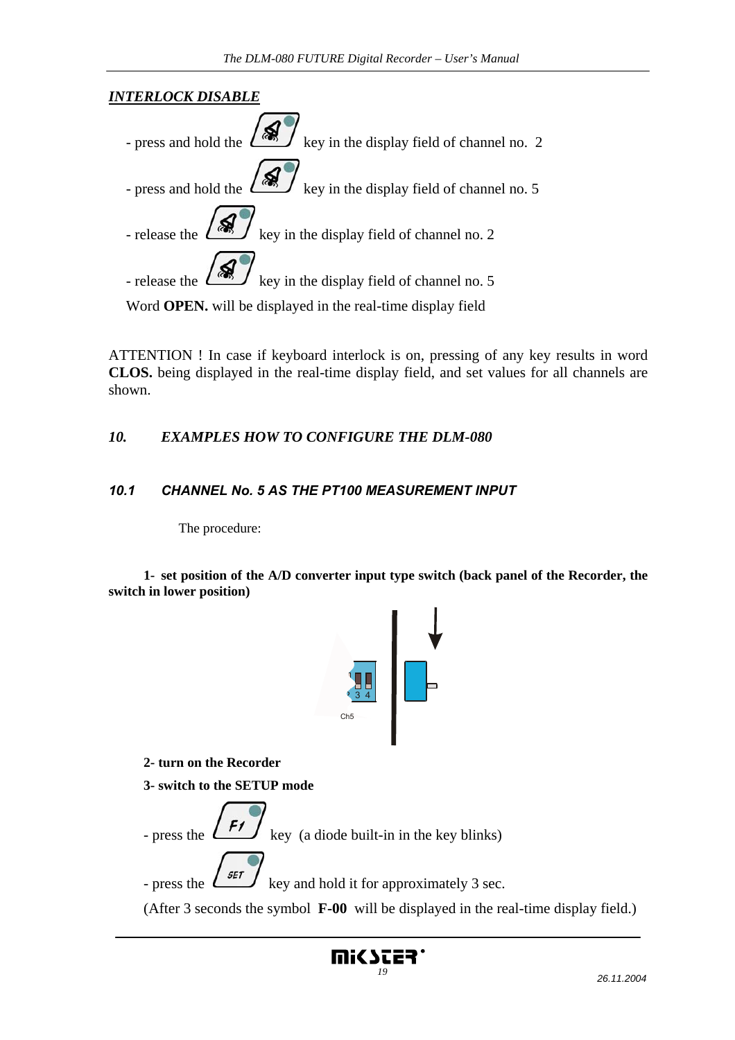## *INTERLOCK DISABLE*

- press and hold the key in the display field of channel no. 2
- press and hold the key in the display field of channel no. 5
- release the key in the display field of channel no. 2
- release the key in the display field of channel no. 5

Word **OPEN.** will be displayed in the real-time display field

ATTENTION ! In case if keyboard interlock is on, pressing of any key results in word **CLOS.** being displayed in the real-time display field, and set values for all channels are shown.

## *10. EXAMPLES HOW TO CONFIGURE THE DLM-080*

### *10.1 CHANNEL No. 5 AS THE PT100 MEASUREMENT INPUT*

The procedure:

**1- set position of the A/D converter input type switch (back panel of the Recorder, the switch in lower position)**

**2- turn on the Recorder**

**3- switch to the SETUP mode**

- press the F1 key (a diode built-in in the key blinks)
- press the SET key and hold it for approximately 3 sec.

(After 3 seconds the symbol **F-00** will be displayed in the real-time display field.)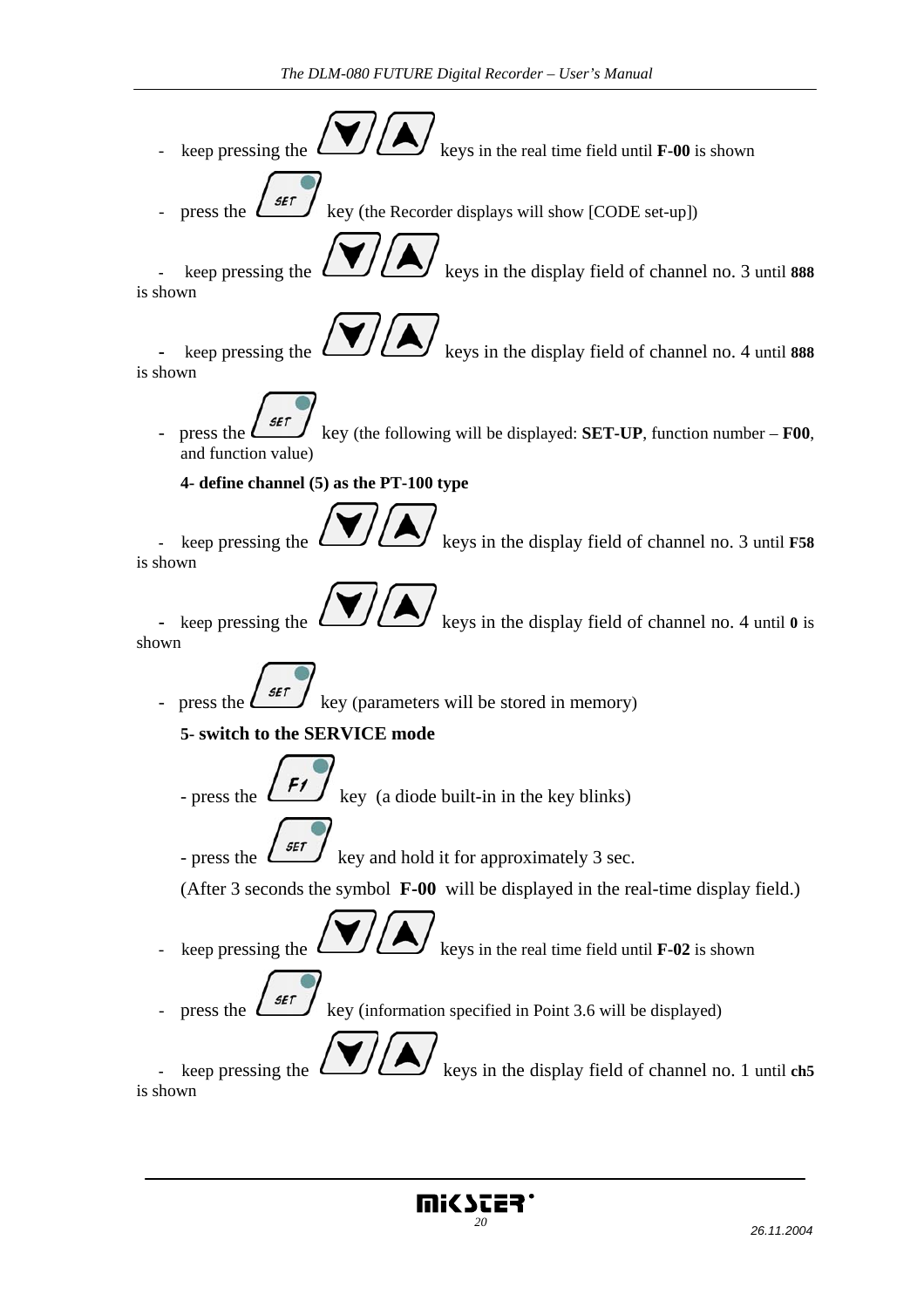- keep pressing the ▼/▲ keys in the real time field until **F-00** is shown
- press the SET key (the Recorder displays will show [CODE set-up])
- keep pressing the ▼/▲ keys in the display field of channel no. 3 until **888** is shown
- keep pressing the ▼/▲ keys in the display field of channel no. 4 until **888** is shown
- press the SET key (the following will be displayed: **SET-UP**, function number – **F00**, and function value)

**4- define channel (5) as the PT-100 type**

- keep pressing the ▼/▲ keys in the display field of channel no. 3 until **F58** is shown
- keep pressing the ▼/▲ keys in the display field of channel no. 4 until **0** is shown
- press the SET key (parameters will be stored in memory)

**5- switch to the SERVICE mode**

- press the F1 key (a diode built-in in the key blinks)
- press the SET key and hold it for approximately 3 sec.

(After 3 seconds the symbol **F-00** will be displayed in the real-time display field.)

- keep pressing the ▼/▲ keys in the real time field until **F-02** is shown
- press the SET key (information specified in Point 3.6 will be displayed)
- keep pressing the ▼/▲ keys in the display field of channel no. 1 until **ch5** is shown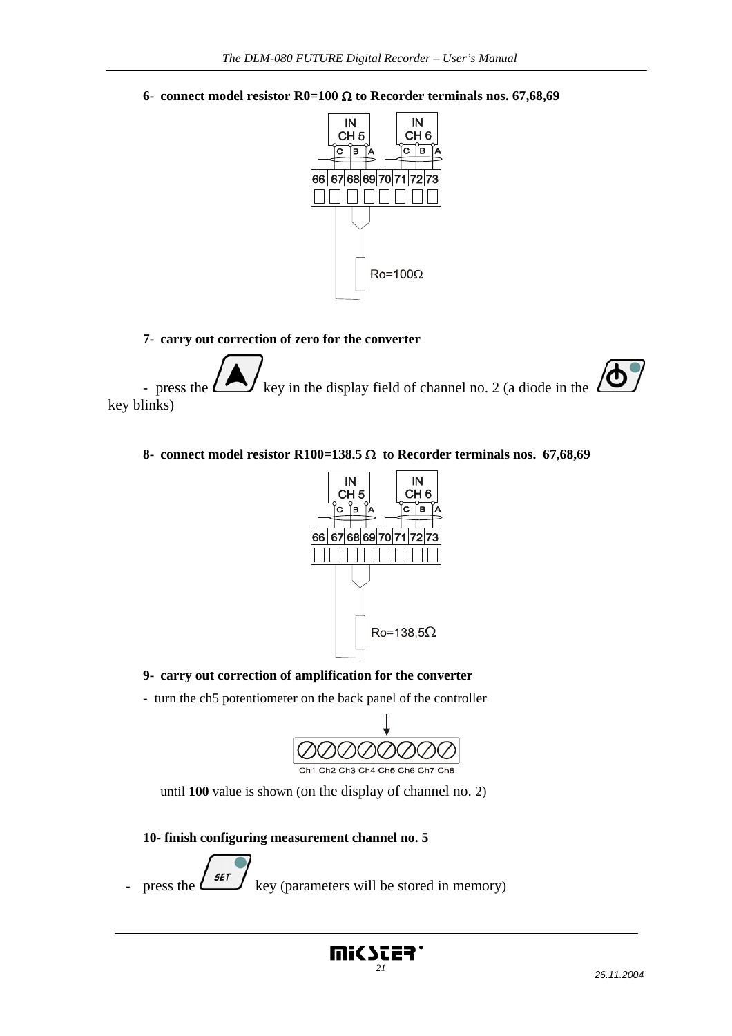**6- connect model resistor R0=100 Ω to Recorder terminals nos. 67,68,69**

**7- carry out correction of zero for the converter**

- press the key in the display field of channel no. 2 (a diode in the key blinks)

**8- connect model resistor R100=138.5 Ω to Recorder terminals nos. 67,68,69**

**9- carry out correction of amplification for the converter**

- turn the ch5 potentiometer on the back panel of the controller

until **100** value is shown (on the display of channel no. 2)

**10- finish configuring measurement channel no. 5**

- press the key (parameters will be stored in memory)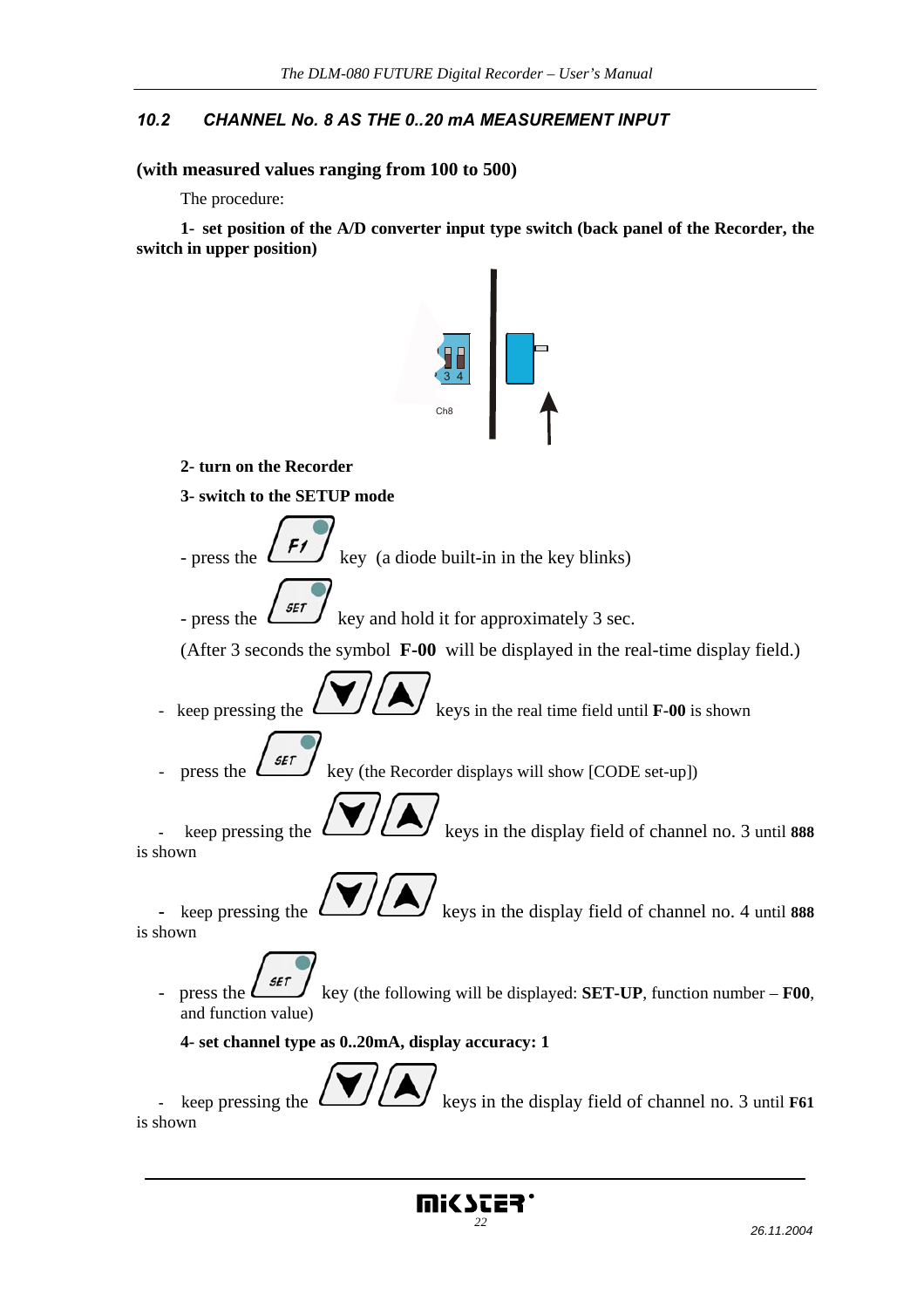## 10.2 CHANNEL No. 8 AS THE 0..20 mA MEASUREMENT INPUT

**(with measured values ranging from 100 to 500)**

The procedure:

**1- set position of the A/D converter input type switch (back panel of the Recorder, the switch in upper position)**

**2- turn on the Recorder**

**3- switch to the SETUP mode**

- press the F1 key (a diode built-in in the key blinks)
- press the SET key and hold it for approximately 3 sec.

(After 3 seconds the symbol **F-00** will be displayed in the real-time display field.)

- keep pressing the ▼/▲ keys in the real time field until **F-00** is shown
- press the SET key (the Recorder displays will show [CODE set-up])
- keep pressing the ▼/▲ keys in the display field of channel no. 3 until **888** is shown
- keep pressing the ▼/▲ keys in the display field of channel no. 4 until **888** is shown
- press the SET key (the following will be displayed: **SET-UP**, function number – **F00**, and function value)

**4- set channel type as 0..20mA, display accuracy: 1**

- keep pressing the ▼/▲ keys in the display field of channel no. 3 until **F61** is shown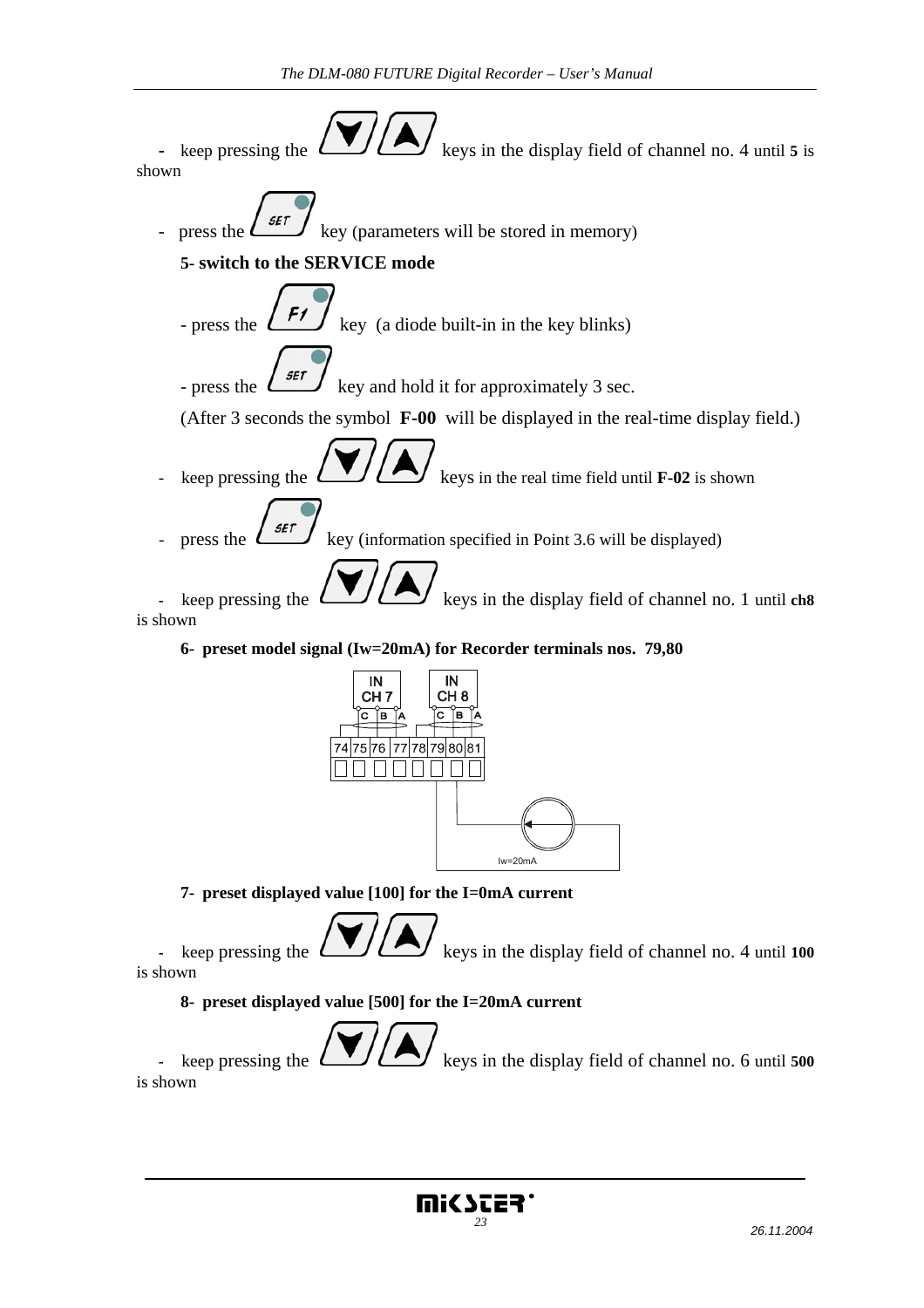- keep pressing the ▼/▲ keys in the display field of channel no. 4 until **5** is shown

- press the SET key (parameters will be stored in memory)

**5- switch to the SERVICE mode**

- press the F1 key (a diode built-in in the key blinks)
- press the SET key and hold it for approximately 3 sec.

(After 3 seconds the symbol **F-00** will be displayed in the real-time display field.)

- keep pressing the ▼/▲ keys in the real time field until **F-02** is shown
- press the SET key (information specified in Point 3.6 will be displayed)
- keep pressing the ▼/▲ keys in the display field of channel no. 1 until **ch8** is shown

**6- preset model signal (Iw=20mA) for Recorder terminals nos. 79,80**

IN CH 7 (C B A), IN CH 8 (C B A)

74 75 76 77 78 79 80 81

Iw=20mA

**7- preset displayed value [100] for the I=0mA current**

- keep pressing the ▼/▲ keys in the display field of channel no. 4 until **100** is shown

**8- preset displayed value [500] for the I=20mA current**

- keep pressing the ▼/▲ keys in the display field of channel no. 6 until **500** is shown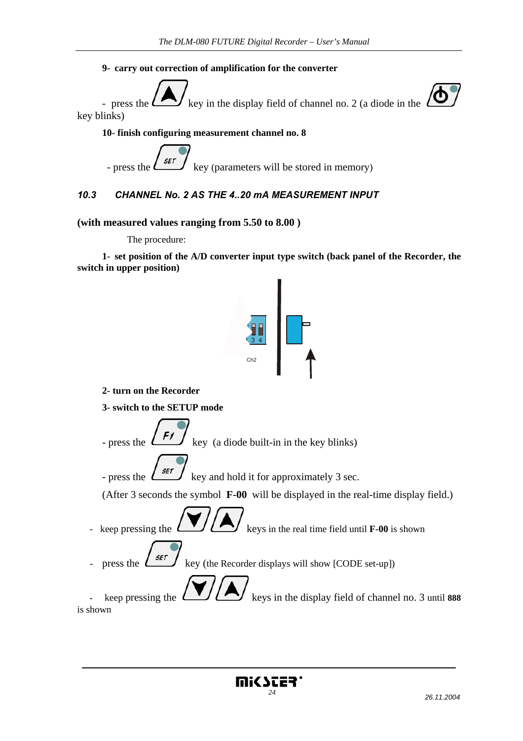**9- carry out correction of amplification for the converter**

- press the [▲] key in the display field of channel no. 2 (a diode in the [⏻] key blinks)

**10- finish configuring measurement channel no. 8**

- press the [SET] key (parameters will be stored in memory)

### *10.3 CHANNEL No. 2 AS THE 4..20 mA MEASUREMENT INPUT*

**(with measured values ranging from 5.50 to 8.00 )**

The procedure:

**1- set position of the A/D converter input type switch (back panel of the Recorder, the switch in upper position)**

3 4

Ch2

**2- turn on the Recorder**

**3- switch to the SETUP mode**

- press the [F1] key (a diode built-in in the key blinks)

- press the [SET] key and hold it for approximately 3 sec.

(After 3 seconds the symbol **F-00** will be displayed in the real-time display field.)

- keep pressing the [▼]/[▲] keys in the real time field until **F-00** is shown

- press the [SET] key (the Recorder displays will show [CODE set-up])

- keep pressing the [▼]/[▲] keys in the display field of channel no. 3 until **888** is shown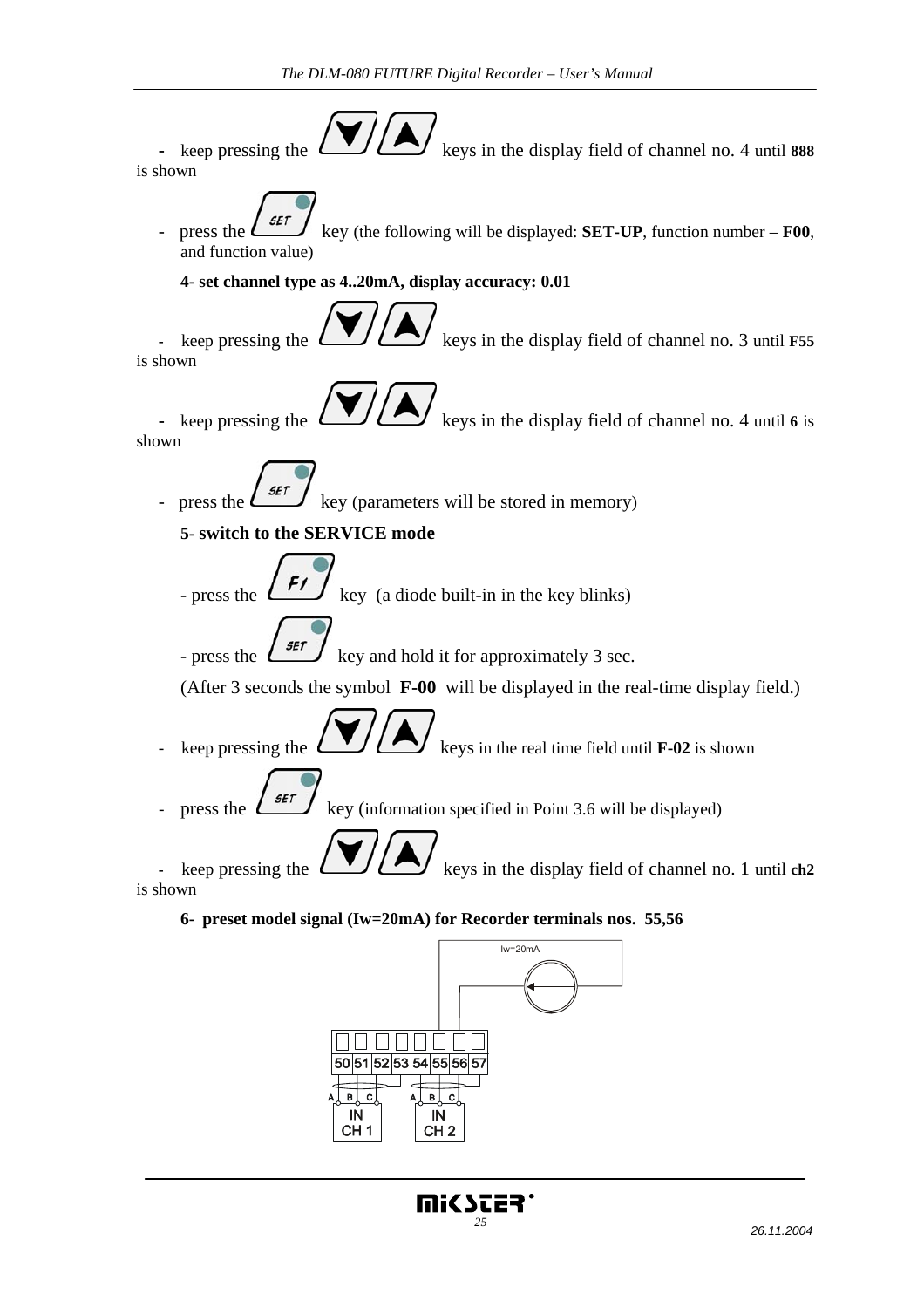- keep pressing the ▼/▲ keys in the display field of channel no. 4 until **888** is shown

- press the SET key (the following will be displayed: **SET-UP**, function number – **F00**, and function value)

**4- set channel type as 4..20mA, display accuracy: 0.01**

- keep pressing the ▼/▲ keys in the display field of channel no. 3 until **F55** is shown

- keep pressing the ▼/▲ keys in the display field of channel no. 4 until **6** is shown

- press the SET key (parameters will be stored in memory)

**5- switch to the SERVICE mode**

- press the F1 key (a diode built-in in the key blinks)

- press the SET key and hold it for approximately 3 sec.

(After 3 seconds the symbol **F-00** will be displayed in the real-time display field.)

- keep pressing the ▼/▲ keys in the real time field until **F-02** is shown

- press the SET key (information specified in Point 3.6 will be displayed)

- keep pressing the ▼/▲ keys in the display field of channel no. 1 until **ch2** is shown

**6- preset model signal (Iw=20mA) for Recorder terminals nos. 55,56**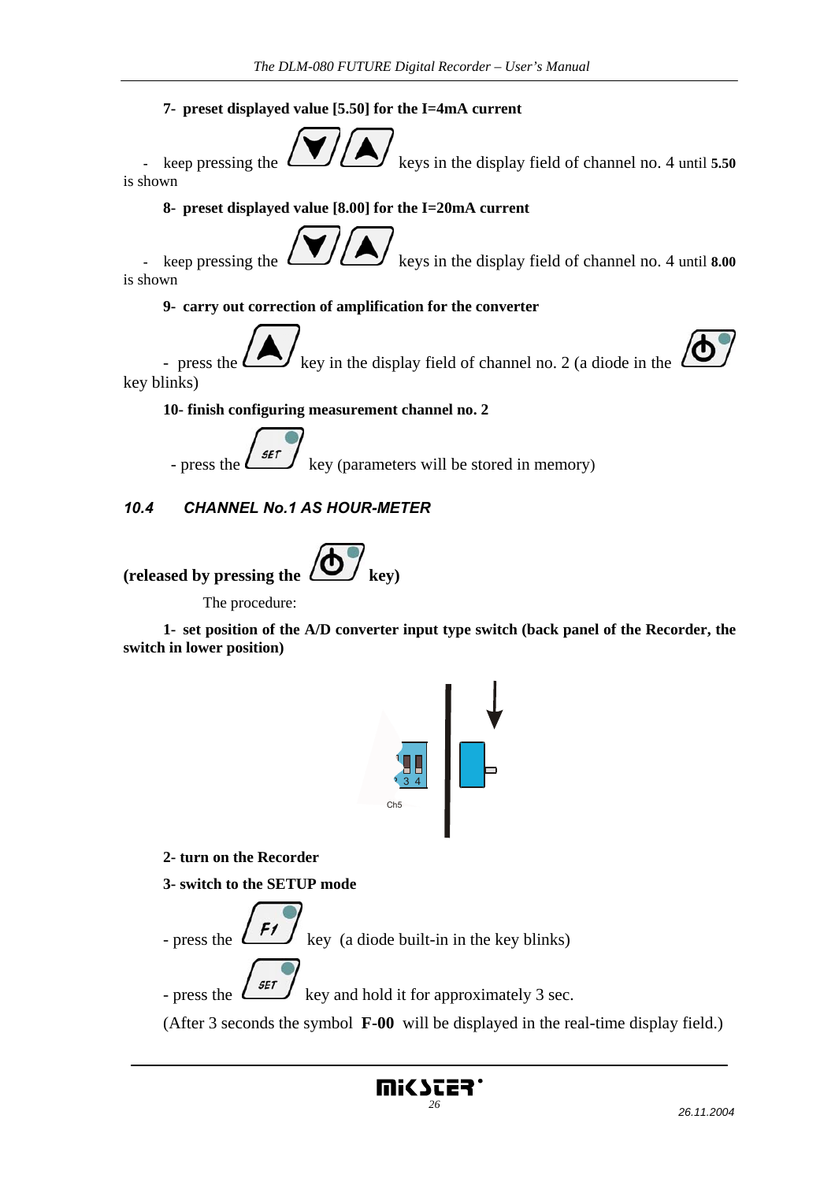**7- preset displayed value [5.50] for the I=4mA current**

- keep pressing the ▼/▲ keys in the display field of channel no. 4 until **5.50** is shown

**8- preset displayed value [8.00] for the I=20mA current**

- keep pressing the ▼/▲ keys in the display field of channel no. 4 until **8.00** is shown

**9- carry out correction of amplification for the converter**

- press the ▲ key in the display field of channel no. 2 (a diode in the ⏻ key blinks)

**10- finish configuring measurement channel no. 2**

- press the SET key (parameters will be stored in memory)

## *10.4 CHANNEL No.1 AS HOUR-METER*

**(released by pressing the ⏻ key)**

The procedure:

**1- set position of the A/D converter input type switch (back panel of the Recorder, the switch in lower position)**

3 4

Ch5

**2- turn on the Recorder**

**3- switch to the SETUP mode**

- press the F1 key (a diode built-in in the key blinks)

- press the SET key and hold it for approximately 3 sec.

(After 3 seconds the symbol **F-00** will be displayed in the real-time display field.)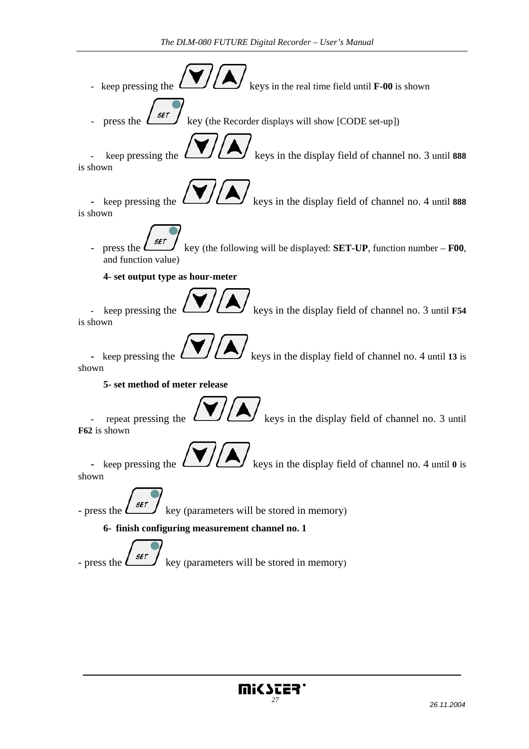- keep pressing the ▼/▲ keys in the real time field until **F-00** is shown
- press the SET key (the Recorder displays will show [CODE set-up])
- keep pressing the ▼/▲ keys in the display field of channel no. 3 until **888** is shown
- keep pressing the ▼/▲ keys in the display field of channel no. 4 until **888** is shown
- press the SET key (the following will be displayed: **SET-UP**, function number – **F00**, and function value)

**4- set output type as hour-meter**

- keep pressing the ▼/▲ keys in the display field of channel no. 3 until **F54** is shown
- keep pressing the ▼/▲ keys in the display field of channel no. 4 until **13** is shown

**5- set method of meter release**

- repeat pressing the ▼/▲ keys in the display field of channel no. 3 until **F62** is shown
- keep pressing the ▼/▲ keys in the display field of channel no. 4 until **0** is shown

- press the SET key (parameters will be stored in memory)

**6- finish configuring measurement channel no. 1**

- press the SET key (parameters will be stored in memory)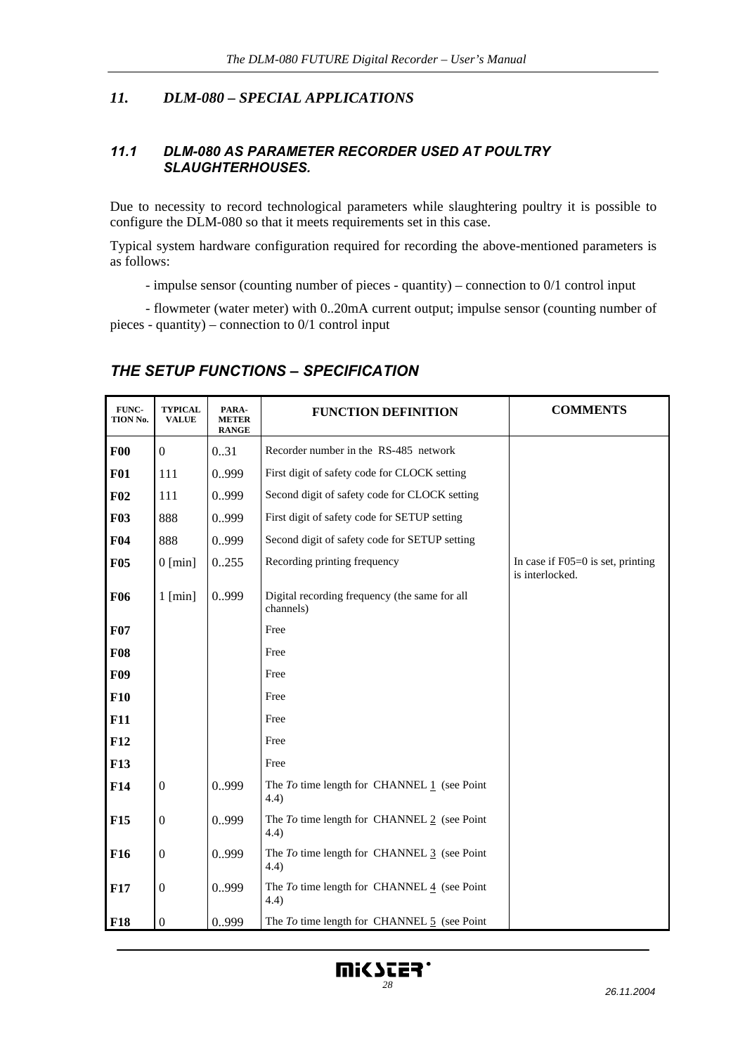# 11. DLM-080 – SPECIAL APPLICATIONS

## 11.1 DLM-080 AS PARAMETER RECORDER USED AT POULTRY SLAUGHTERHOUSES.

Due to necessity to record technological parameters while slaughtering poultry it is possible to configure the DLM-080 so that it meets requirements set in this case.

Typical system hardware configuration required for recording the above-mentioned parameters is as follows:

- impulse sensor (counting number of pieces - quantity) – connection to 0/1 control input

- flowmeter (water meter) with 0..20mA current output; impulse sensor (counting number of pieces - quantity) – connection to 0/1 control input

## THE SETUP FUNCTIONS – SPECIFICATION

| FUNCTION No. | TYPICAL VALUE | PARAMETER RANGE | FUNCTION DEFINITION | COMMENTS |
|---|---|---|---|---|
| **F00** | 0 | 0..31 | Recorder number in the RS-485 network | |
| **F01** | 111 | 0..999 | First digit of safety code for CLOCK setting | |
| **F02** | 111 | 0..999 | Second digit of safety code for CLOCK setting | |
| **F03** | 888 | 0..999 | First digit of safety code for SETUP setting | |
| **F04** | 888 | 0..999 | Second digit of safety code for SETUP setting | |
| **F05** | 0 [min] | 0..255 | Recording printing frequency | In case if F05=0 is set, printing is interlocked. |
| **F06** | 1 [min] | 0..999 | Digital recording frequency (the same for all channels) | |
| **F07** | | | Free | |
| **F08** | | | Free | |
| **F09** | | | Free | |
| **F10** | | | Free | |
| **F11** | | | Free | |
| **F12** | | | Free | |
| **F13** | | | Free | |
| **F14** | 0 | 0..999 | The *To* time length for CHANNEL 1 (see Point 4.4) | |
| **F15** | 0 | 0..999 | The *To* time length for CHANNEL 2 (see Point 4.4) | |
| **F16** | 0 | 0..999 | The *To* time length for CHANNEL 3 (see Point 4.4) | |
| **F17** | 0 | 0..999 | The *To* time length for CHANNEL 4 (see Point 4.4) | |
| **F18** | 0 | 0..999 | The *To* time length for CHANNEL 5 (see Point | |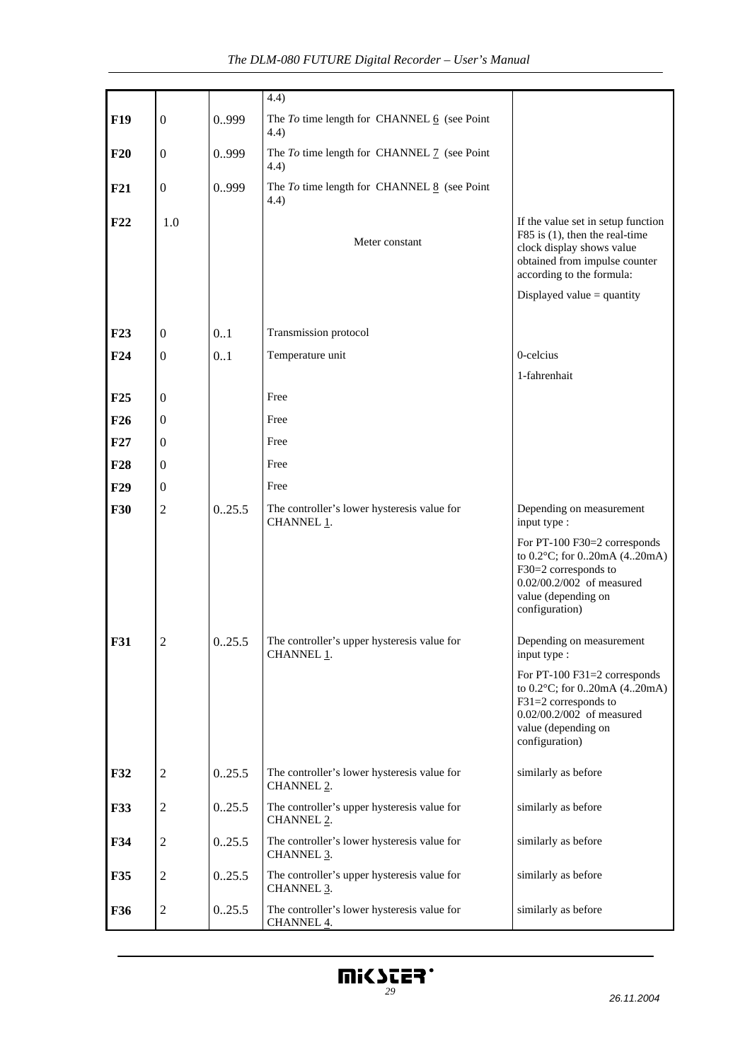| | | | | |
|---|---|---|---|---|
| | | | 4.4) | |
| **F19** | 0 | 0..999 | The *To* time length for CHANNEL 6 (see Point 4.4) | |
| **F20** | 0 | 0..999 | The *To* time length for CHANNEL 7 (see Point 4.4) | |
| **F21** | 0 | 0..999 | The *To* time length for CHANNEL 8 (see Point 4.4) | |
| **F22** | 1.0 | | Meter constant | If the value set in setup function F85 is (1), then the real-time clock display shows value obtained from impulse counter according to the formula: Displayed value = quantity |
| **F23** | 0 | 0..1 | Transmission protocol | |
| **F24** | 0 | 0..1 | Temperature unit | 0-celcius 1-fahrenhait |
| **F25** | 0 | | Free | |
| **F26** | 0 | | Free | |
| **F27** | 0 | | Free | |
| **F28** | 0 | | Free | |
| **F29** | 0 | | Free | |
| **F30** | 2 | 0..25.5 | The controller's lower hysteresis value for CHANNEL 1. | Depending on measurement input type : For PT-100 F30=2 corresponds to 0.2°C; for 0..20mA (4..20mA) F30=2 corresponds to 0.02/00.2/002 of measured value (depending on configuration) |
| **F31** | 2 | 0..25.5 | The controller's upper hysteresis value for CHANNEL 1. | Depending on measurement input type : For PT-100 F31=2 corresponds to 0.2°C; for 0..20mA (4..20mA) F31=2 corresponds to 0.02/00.2/002 of measured value (depending on configuration) |
| **F32** | 2 | 0..25.5 | The controller's lower hysteresis value for CHANNEL 2. | similarly as before |
| **F33** | 2 | 0..25.5 | The controller's upper hysteresis value for CHANNEL 2. | similarly as before |
| **F34** | 2 | 0..25.5 | The controller's lower hysteresis value for CHANNEL 3. | similarly as before |
| **F35** | 2 | 0..25.5 | The controller's upper hysteresis value for CHANNEL 3. | similarly as before |
| **F36** | 2 | 0..25.5 | The controller's lower hysteresis value for CHANNEL 4. | similarly as before |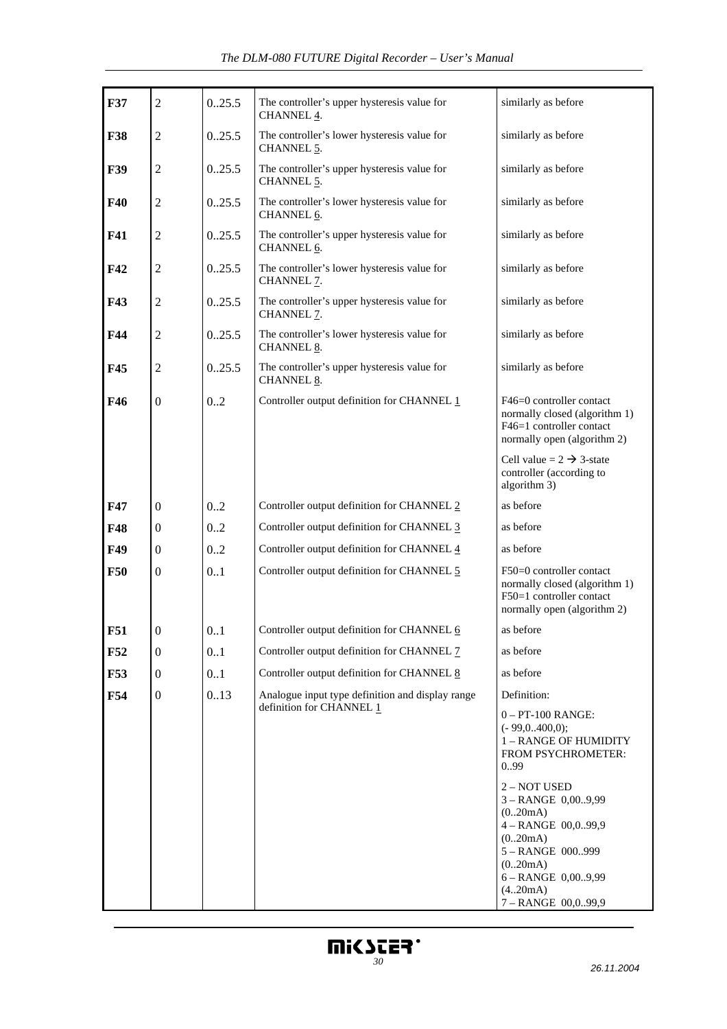| **F37** | 2 | 0..25.5 | The controller's upper hysteresis value for CHANNEL 4. | similarly as before |
|---|---|---|---|---|
| **F38** | 2 | 0..25.5 | The controller's lower hysteresis value for CHANNEL 5. | similarly as before |
| **F39** | 2 | 0..25.5 | The controller's upper hysteresis value for CHANNEL 5. | similarly as before |
| **F40** | 2 | 0..25.5 | The controller's lower hysteresis value for CHANNEL 6. | similarly as before |
| **F41** | 2 | 0..25.5 | The controller's upper hysteresis value for CHANNEL 6. | similarly as before |
| **F42** | 2 | 0..25.5 | The controller's lower hysteresis value for CHANNEL 7. | similarly as before |
| **F43** | 2 | 0..25.5 | The controller's upper hysteresis value for CHANNEL 7. | similarly as before |
| **F44** | 2 | 0..25.5 | The controller's lower hysteresis value for CHANNEL 8. | similarly as before |
| **F45** | 2 | 0..25.5 | The controller's upper hysteresis value for CHANNEL 8. | similarly as before |
| **F46** | 0 | 0..2 | Controller output definition for CHANNEL 1 | F46=0 controller contact normally closed (algorithm 1) F46=1 controller contact normally open (algorithm 2) Cell value = 2 → 3-state controller (according to algorithm 3) |
| **F47** | 0 | 0..2 | Controller output definition for CHANNEL 2 | as before |
| **F48** | 0 | 0..2 | Controller output definition for CHANNEL 3 | as before |
| **F49** | 0 | 0..2 | Controller output definition for CHANNEL 4 | as before |
| **F50** | 0 | 0..1 | Controller output definition for CHANNEL 5 | F50=0 controller contact normally closed (algorithm 1) F50=1 controller contact normally open (algorithm 2) |
| **F51** | 0 | 0..1 | Controller output definition for CHANNEL 6 | as before |
| **F52** | 0 | 0..1 | Controller output definition for CHANNEL 7 | as before |
| **F53** | 0 | 0..1 | Controller output definition for CHANNEL 8 | as before |
| **F54** | 0 | 0..13 | Analogue input type definition and display range definition for CHANNEL 1 | Definition: 0 – PT-100 RANGE: (- 99,0..400,0); 1 – RANGE OF HUMIDITY FROM PSYCHROMETER: 0..99 2 – NOT USED 3 – RANGE 0,00..9,99 (0..20mA) 4 – RANGE 00,0..99,9 (0..20mA) 5 – RANGE 000..999 (0..20mA) 6 – RANGE 0,00..9,99 (4..20mA) 7 – RANGE 00,0..99,9 |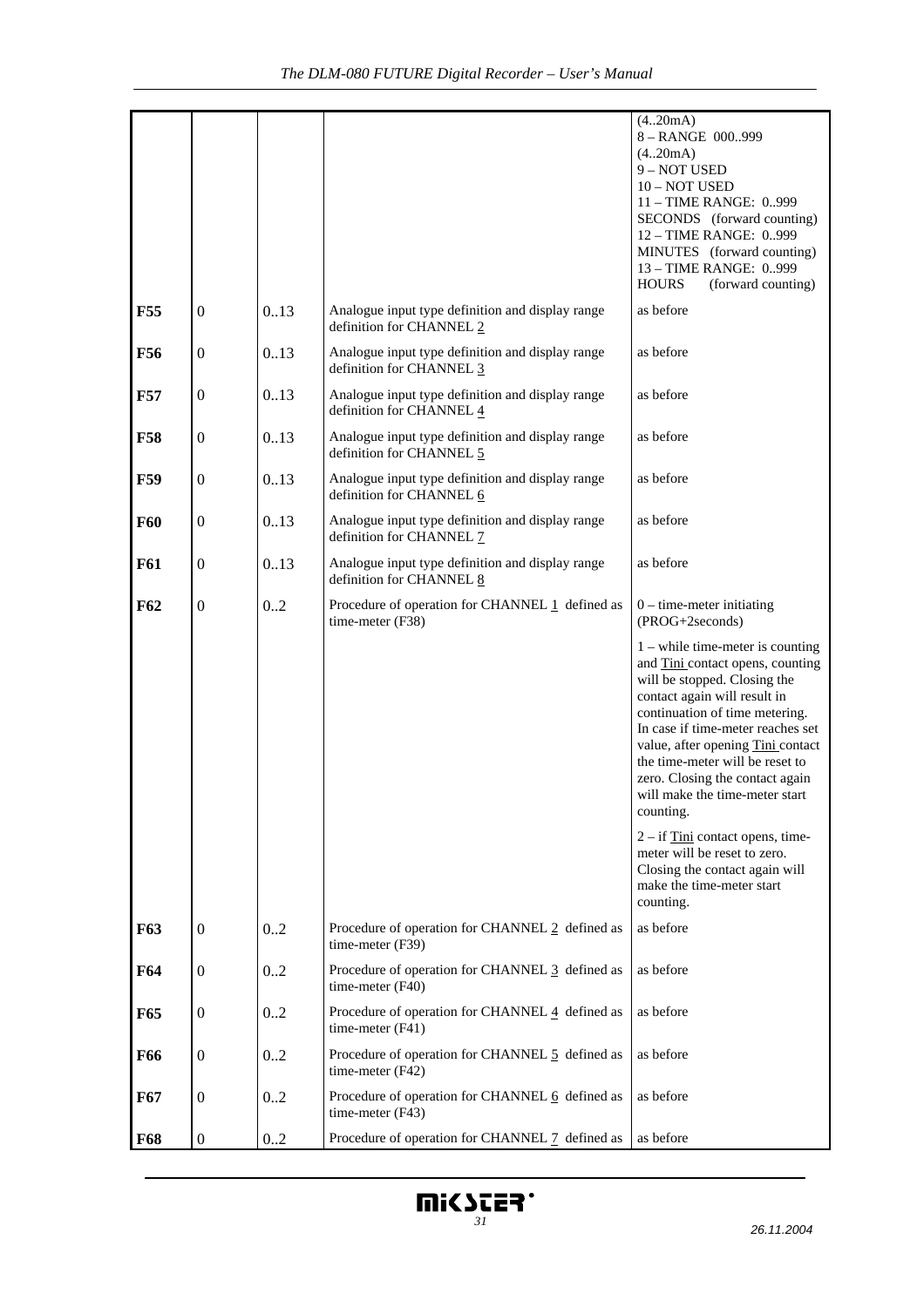|  |  |  |  |  |
|---|---|---|---|---|
|  |  |  |  | (4..20mA)<br>8 – RANGE 000..999 (4..20mA)<br>9 – NOT USED<br>10 – NOT USED<br>11 – TIME RANGE: 0..999 SECONDS (forward counting)<br>12 – TIME RANGE: 0..999 MINUTES (forward counting)<br>13 – TIME RANGE: 0..999 HOURS (forward counting) |
| **F55** | 0 | 0..13 | Analogue input type definition and display range definition for CHANNEL 2 | as before |
| **F56** | 0 | 0..13 | Analogue input type definition and display range definition for CHANNEL 3 | as before |
| **F57** | 0 | 0..13 | Analogue input type definition and display range definition for CHANNEL 4 | as before |
| **F58** | 0 | 0..13 | Analogue input type definition and display range definition for CHANNEL 5 | as before |
| **F59** | 0 | 0..13 | Analogue input type definition and display range definition for CHANNEL 6 | as before |
| **F60** | 0 | 0..13 | Analogue input type definition and display range definition for CHANNEL 7 | as before |
| **F61** | 0 | 0..13 | Analogue input type definition and display range definition for CHANNEL 8 | as before |
| **F62** | 0 | 0..2 | Procedure of operation for CHANNEL 1 defined as time-meter (F38) | 0 – time-meter initiating (PROG+2seconds)<br><br>1 – while time-meter is counting and Tini contact opens, counting will be stopped. Closing the contact again will result in continuation of time metering. In case if time-meter reaches set value, after opening Tini contact the time-meter will be reset to zero. Closing the contact again will make the time-meter start counting.<br><br>2 – if Tini contact opens, time-meter will be reset to zero. Closing the contact again will make the time-meter start counting. |
| **F63** | 0 | 0..2 | Procedure of operation for CHANNEL 2 defined as time-meter (F39) | as before |
| **F64** | 0 | 0..2 | Procedure of operation for CHANNEL 3 defined as time-meter (F40) | as before |
| **F65** | 0 | 0..2 | Procedure of operation for CHANNEL 4 defined as time-meter (F41) | as before |
| **F66** | 0 | 0..2 | Procedure of operation for CHANNEL 5 defined as time-meter (F42) | as before |
| **F67** | 0 | 0..2 | Procedure of operation for CHANNEL 6 defined as time-meter (F43) | as before |
| **F68** | 0 | 0..2 | Procedure of operation for CHANNEL 7 defined as | as before |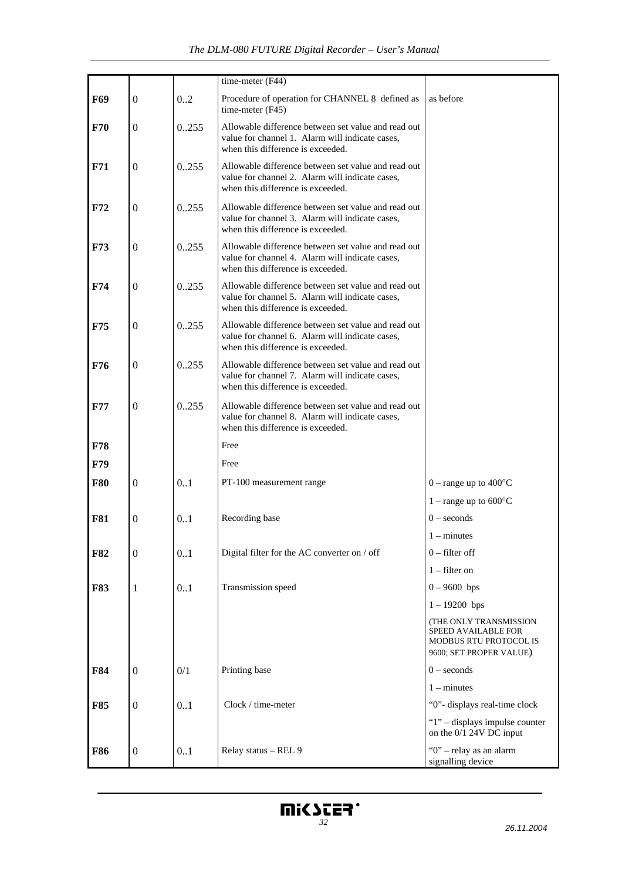| | | | | |
|---|---|---|---|---|
| | | | time-meter (F44) | |
| **F69** | 0 | 0..2 | Procedure of operation for CHANNEL 8 defined as time-meter (F45) | as before |
| **F70** | 0 | 0..255 | Allowable difference between set value and read out value for channel 1. Alarm will indicate cases, when this difference is exceeded. | |
| **F71** | 0 | 0..255 | Allowable difference between set value and read out value for channel 2. Alarm will indicate cases, when this difference is exceeded. | |
| **F72** | 0 | 0..255 | Allowable difference between set value and read out value for channel 3. Alarm will indicate cases, when this difference is exceeded. | |
| **F73** | 0 | 0..255 | Allowable difference between set value and read out value for channel 4. Alarm will indicate cases, when this difference is exceeded. | |
| **F74** | 0 | 0..255 | Allowable difference between set value and read out value for channel 5. Alarm will indicate cases, when this difference is exceeded. | |
| **F75** | 0 | 0..255 | Allowable difference between set value and read out value for channel 6. Alarm will indicate cases, when this difference is exceeded. | |
| **F76** | 0 | 0..255 | Allowable difference between set value and read out value for channel 7. Alarm will indicate cases, when this difference is exceeded. | |
| **F77** | 0 | 0..255 | Allowable difference between set value and read out value for channel 8. Alarm will indicate cases, when this difference is exceeded. | |
| **F78** | | | Free | |
| **F79** | | | Free | |
| **F80** | 0 | 0..1 | PT-100 measurement range | 0 – range up to 400°C |
| | | | | 1 – range up to 600°C |
| **F81** | 0 | 0..1 | Recording base | 0 – seconds |
| | | | | 1 – minutes |
| **F82** | 0 | 0..1 | Digital filter for the AC converter on / off | 0 – filter off |
| | | | | 1 – filter on |
| **F83** | 1 | 0..1 | Transmission speed | 0 – 9600 bps |
| | | | | 1 – 19200 bps |
| | | | | (THE ONLY TRANSMISSION SPEED AVAILABLE FOR MODBUS RTU PROTOCOL IS 9600; SET PROPER VALUE) |
| **F84** | 0 | 0/1 | Printing base | 0 – seconds |
| | | | | 1 – minutes |
| **F85** | 0 | 0..1 | Clock / time-meter | "0"- displays real-time clock |
| | | | | "1" – displays impulse counter on the 0/1 24V DC input |
| **F86** | 0 | 0..1 | Relay status – REL 9 | "0" – relay as an alarm signalling device |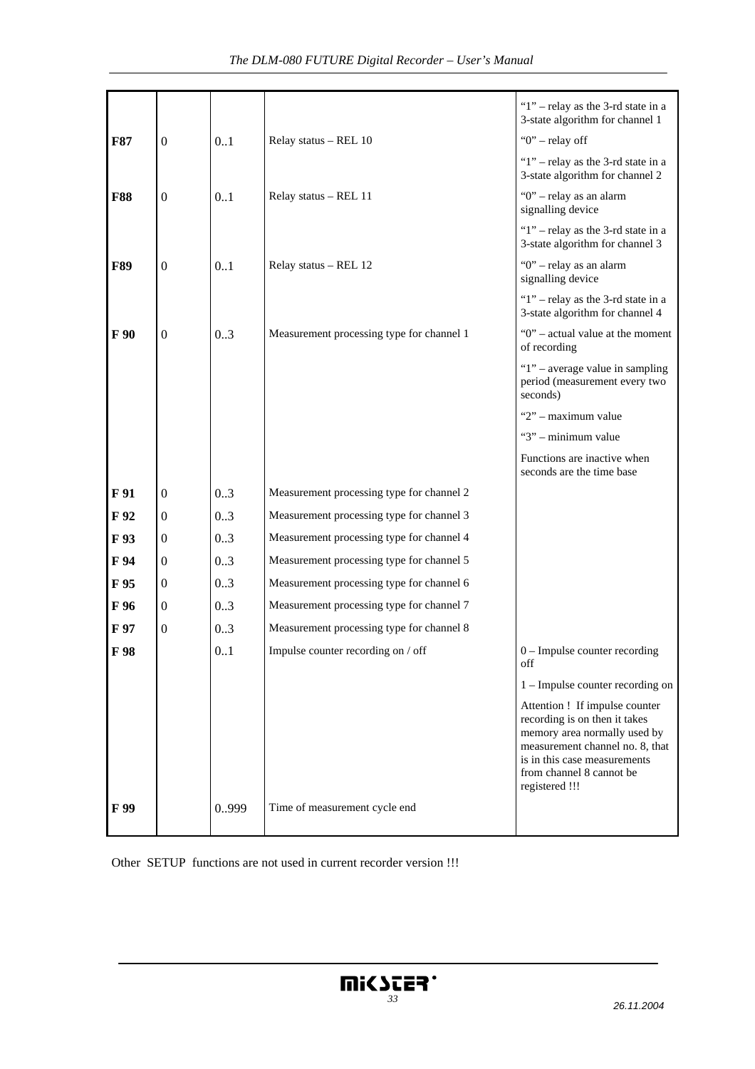| | | | | |
|---|---|---|---|---|
| | | | | "1" – relay as the 3-rd state in a 3-state algorithm for channel 1 |
| **F87** | 0 | 0..1 | Relay status – REL 10 | "0" – relay off |
| | | | | "1" – relay as the 3-rd state in a 3-state algorithm for channel 2 |
| **F88** | 0 | 0..1 | Relay status – REL 11 | "0" – relay as an alarm signalling device |
| | | | | "1" – relay as the 3-rd state in a 3-state algorithm for channel 3 |
| **F89** | 0 | 0..1 | Relay status – REL 12 | "0" – relay as an alarm signalling device |
| | | | | "1" – relay as the 3-rd state in a 3-state algorithm for channel 4 |
| **F 90** | 0 | 0..3 | Measurement processing type for channel 1 | "0" – actual value at the moment of recording |
| | | | | "1" – average value in sampling period (measurement every two seconds) |
| | | | | "2" – maximum value |
| | | | | "3" – minimum value |
| | | | | Functions are inactive when seconds are the time base |
| **F 91** | 0 | 0..3 | Measurement processing type for channel 2 | |
| **F 92** | 0 | 0..3 | Measurement processing type for channel 3 | |
| **F 93** | 0 | 0..3 | Measurement processing type for channel 4 | |
| **F 94** | 0 | 0..3 | Measurement processing type for channel 5 | |
| **F 95** | 0 | 0..3 | Measurement processing type for channel 6 | |
| **F 96** | 0 | 0..3 | Measurement processing type for channel 7 | |
| **F 97** | 0 | 0..3 | Measurement processing type for channel 8 | |
| **F 98** | | 0..1 | Impulse counter recording on / off | 0 – Impulse counter recording off |
| | | | | 1 – Impulse counter recording on |
| | | | | Attention ! If impulse counter recording is on then it takes memory area normally used by measurement channel no. 8, that is in this case measurements from channel 8 cannot be registered !!! |
| **F 99** | | 0..999 | Time of measurement cycle end | |

Other SETUP functions are not used in current recorder version !!!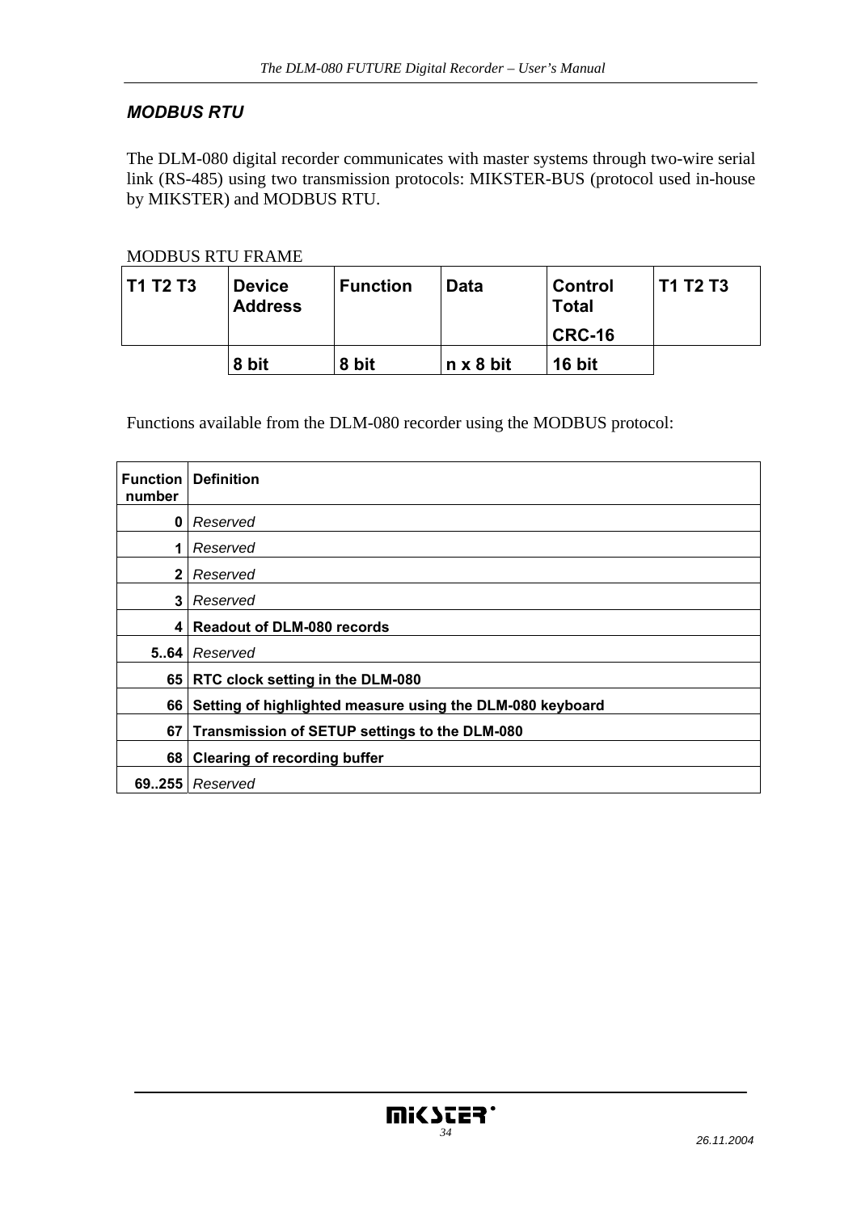### *MODBUS RTU*

The DLM-080 digital recorder communicates with master systems through two-wire serial link (RS-485) using two transmission protocols: MIKSTER-BUS (protocol used in-house by MIKSTER) and MODBUS RTU.

MODBUS RTU FRAME

| T1 T2 T3 | Device Address | Function | Data | Control Total CRC-16 | T1 T2 T3 |
|---|---|---|---|---|---|
| | 8 bit | 8 bit | n x 8 bit | 16 bit | |

Functions available from the DLM-080 recorder using the MODBUS protocol:

| Function number | Definition |
|---|---|
| 0 | *Reserved* |
| 1 | *Reserved* |
| 2 | *Reserved* |
| 3 | *Reserved* |
| 4 | **Readout of DLM-080 records** |
| 5..64 | *Reserved* |
| 65 | **RTC clock setting in the DLM-080** |
| 66 | **Setting of highlighted measure using the DLM-080 keyboard** |
| 67 | **Transmission of SETUP settings to the DLM-080** |
| 68 | **Clearing of recording buffer** |
| 69..255 | *Reserved* |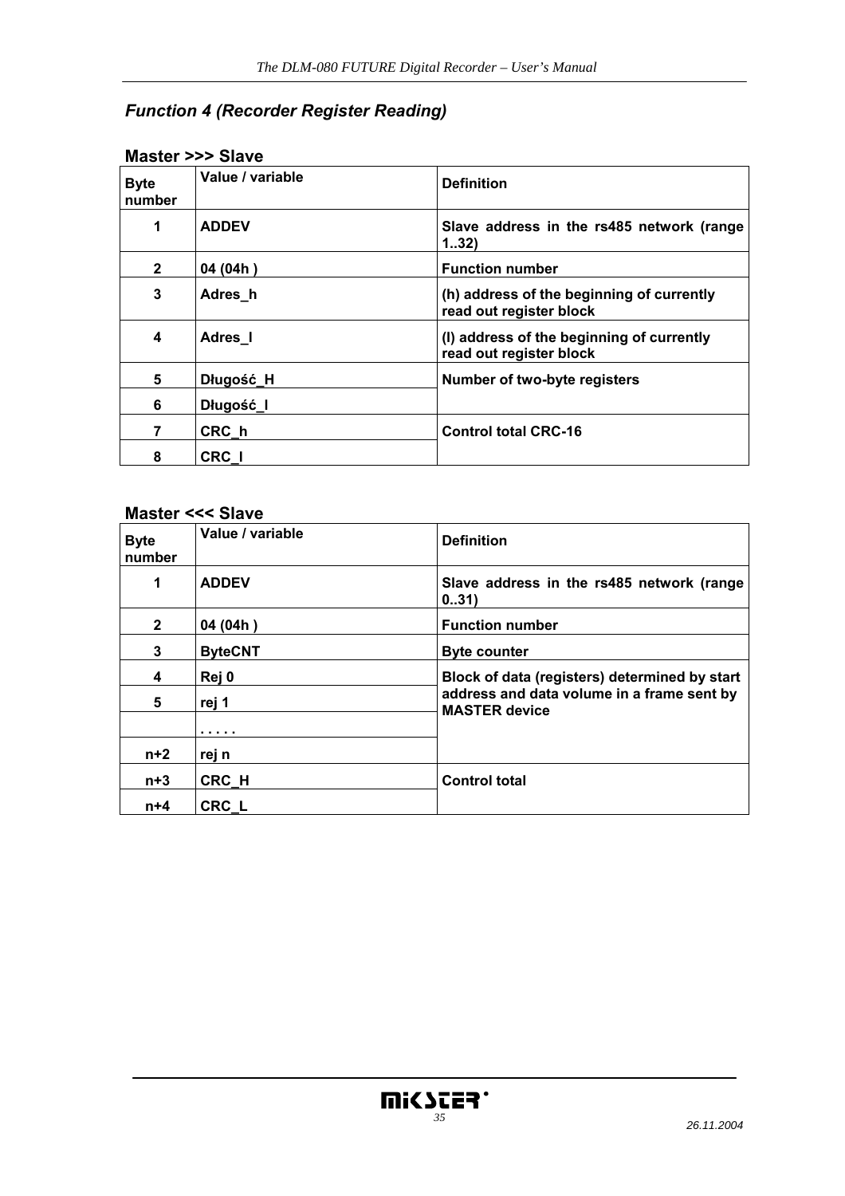## *Function 4 (Recorder Register Reading)*

### Master >>> Slave

| Byte number | Value / variable | Definition |
|---|---|---|
| 1 | ADDEV | Slave address in the rs485 network (range 1..32) |
| 2 | 04 (04h ) | Function number |
| 3 | Adres_h | (h) address of the beginning of currently read out register block |
| 4 | Adres_l | (l) address of the beginning of currently read out register block |
| 5 | Długość_H | Number of two-byte registers |
| 6 | Długość_l | |
| 7 | CRC_h | Control total CRC-16 |
| 8 | CRC_l | |

### Master <<< Slave

| Byte number | Value / variable | Definition |
|---|---|---|
| 1 | ADDEV | Slave address in the rs485 network (range 0..31) |
| 2 | 04 (04h ) | Function number |
| 3 | ByteCNT | Byte counter |
| 4 | Rej 0 | Block of data (registers) determined by start address and data volume in a frame sent by MASTER device |
| 5 | rej 1 | |
| | . . . . . | |
| n+2 | rej n | |
| n+3 | CRC_H | Control total |
| n+4 | CRC_L | |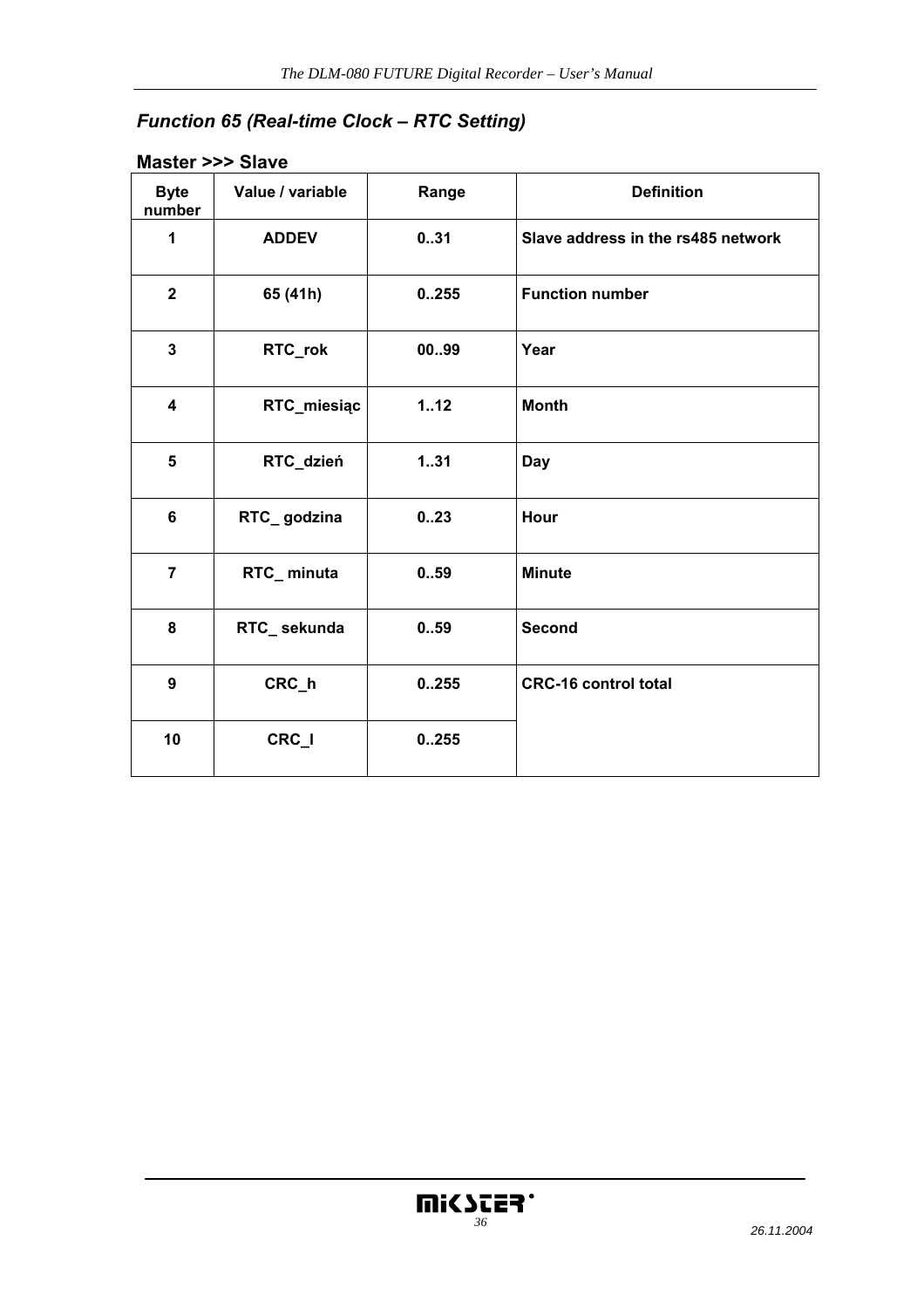## *Function 65 (Real-time Clock – RTC Setting)*

### Master >>> Slave

| Byte number | Value / variable | Range | Definition |
|---|---|---|---|
| 1 | ADDEV | 0..31 | Slave address in the rs485 network |
| 2 | 65 (41h) | 0..255 | Function number |
| 3 | RTC_rok | 00..99 | Year |
| 4 | RTC_miesiąc | 1..12 | Month |
| 5 | RTC_dzień | 1..31 | Day |
| 6 | RTC_ godzina | 0..23 | Hour |
| 7 | RTC_ minuta | 0..59 | Minute |
| 8 | RTC_ sekunda | 0..59 | Second |
| 9 | CRC_h | 0..255 | CRC-16 control total |
| 10 | CRC_l | 0..255 | |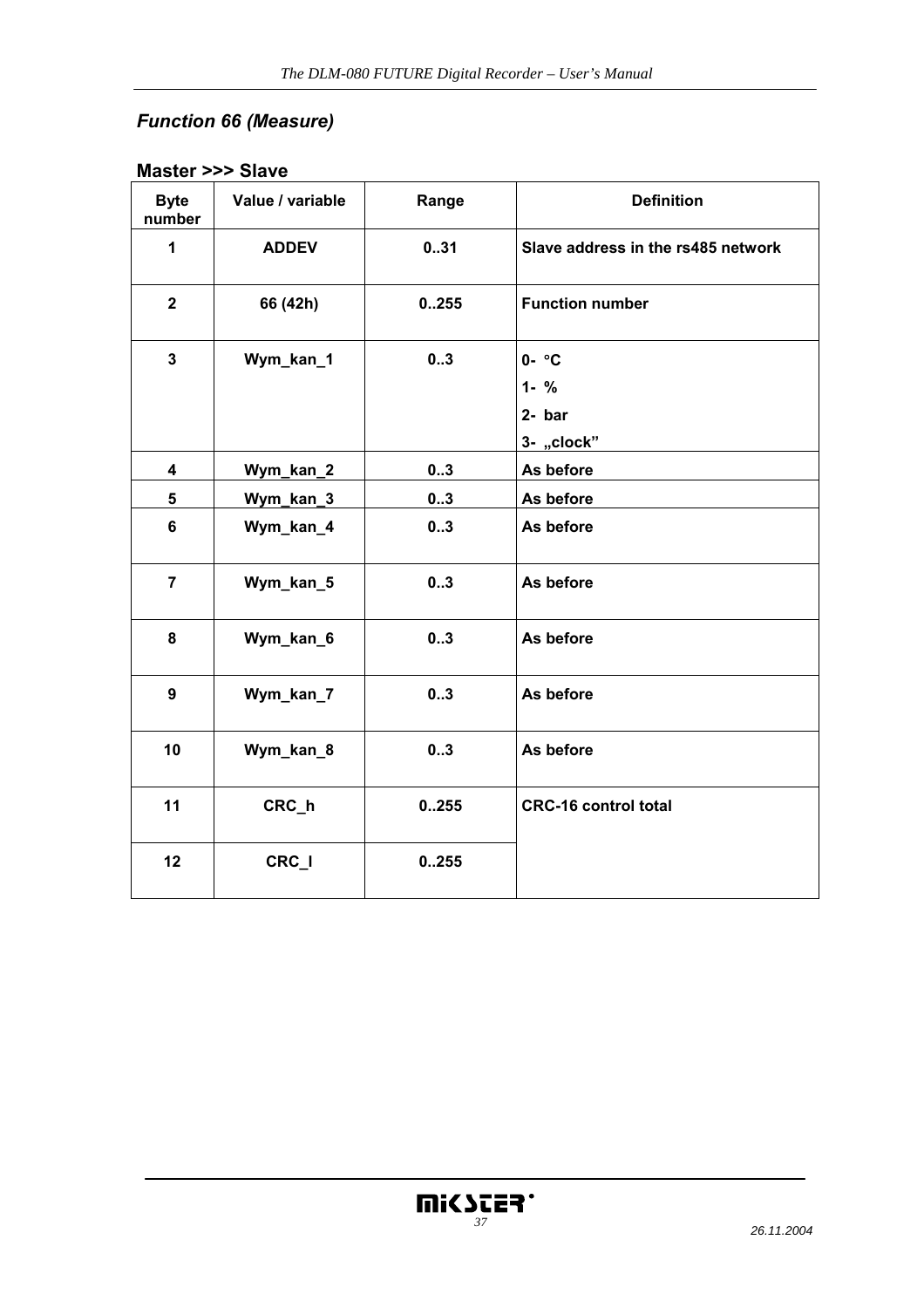### *Function 66 (Measure)*

#### Master >>> Slave

| Byte number | Value / variable | Range | Definition |
|---|---|---|---|
| **1** | **ADDEV** | **0..31** | **Slave address in the rs485 network** |
| **2** | **66 (42h)** | **0..255** | **Function number** |
| **3** | **Wym_kan_1** | **0..3** | **0- °C**<br>**1- %**<br>**2- bar**<br>**3- „clock”** |
| **4** | **Wym_kan_2** | **0..3** | **As before** |
| **5** | **Wym_kan_3** | **0..3** | **As before** |
| **6** | **Wym_kan_4** | **0..3** | **As before** |
| **7** | **Wym_kan_5** | **0..3** | **As before** |
| **8** | **Wym_kan_6** | **0..3** | **As before** |
| **9** | **Wym_kan_7** | **0..3** | **As before** |
| **10** | **Wym_kan_8** | **0..3** | **As before** |
| **11** | **CRC_h** | **0..255** | **CRC-16 control total** |
| **12** | **CRC_l** | **0..255** | |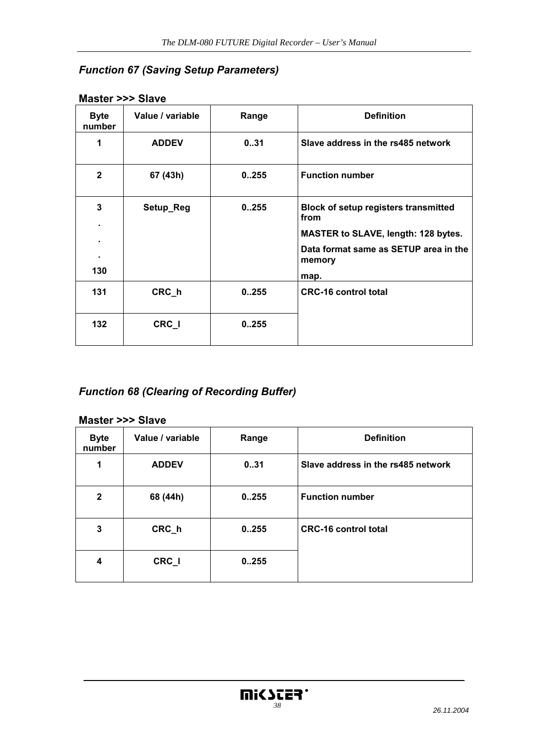### *Function 67 (Saving Setup Parameters)*

**Master >>> Slave**

| Byte number | Value / variable | Range | Definition |
|---|---|---|---|
| 1 | ADDEV | 0..31 | Slave address in the rs485 network |
| 2 | 67 (43h) | 0..255 | Function number |
| 3<br>.<br>.<br>.<br>130 | Setup_Reg | 0..255 | Block of setup registers transmitted from<br>MASTER to SLAVE, length: 128 bytes.<br>Data format same as SETUP area in the memory<br>map. |
| 131 | CRC_h | 0..255 | CRC-16 control total |
| 132 | CRC_l | 0..255 | |

### *Function 68 (Clearing of Recording Buffer)*

**Master >>> Slave**

| Byte number | Value / variable | Range | Definition |
|---|---|---|---|
| 1 | ADDEV | 0..31 | Slave address in the rs485 network |
| 2 | 68 (44h) | 0..255 | Function number |
| 3 | CRC_h | 0..255 | CRC-16 control total |
| 4 | CRC_l | 0..255 | |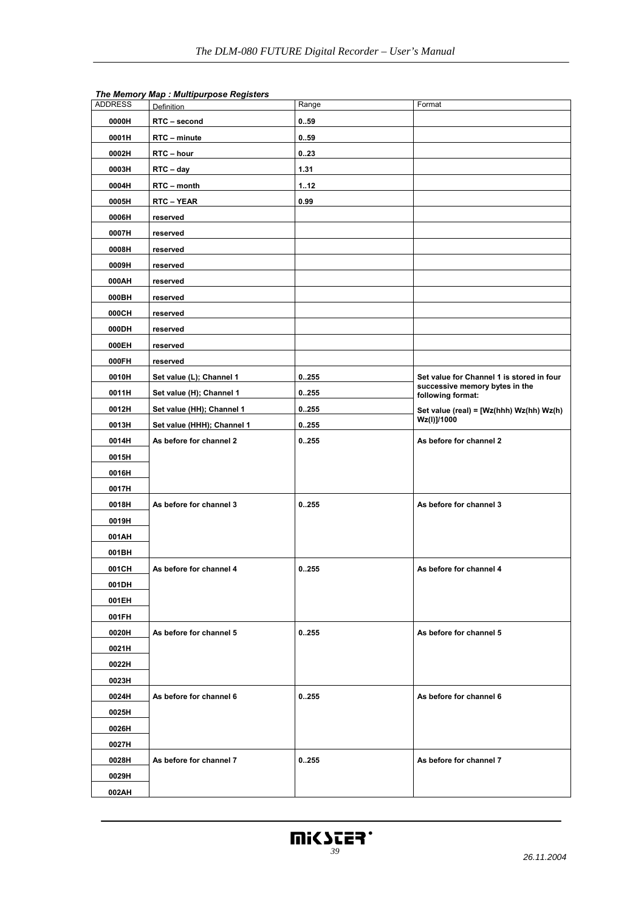***The Memory Map : Multipurpose Registers***

| ADDRESS | Definition | Range | Format |
|---|---|---|---|
| **0000H** | **RTC – second** | **0..59** | |
| **0001H** | **RTC – minute** | **0..59** | |
| **0002H** | **RTC – hour** | **0..23** | |
| **0003H** | **RTC – day** | **1.31** | |
| **0004H** | **RTC – month** | **1..12** | |
| **0005H** | **RTC – YEAR** | **0.99** | |
| **0006H** | **reserved** | | |
| **0007H** | **reserved** | | |
| **0008H** | **reserved** | | |
| **0009H** | **reserved** | | |
| **000AH** | **reserved** | | |
| **000BH** | **reserved** | | |
| **000CH** | **reserved** | | |
| **000DH** | **reserved** | | |
| **000EH** | **reserved** | | |
| **000FH** | **reserved** | | |
| **0010H** | **Set value (L); Channel 1** | **0..255** | **Set value for Channel 1 is stored in four successive memory bytes in the following format:** |
| **0011H** | **Set value (H); Channel 1** | **0..255** | |
| **0012H** | **Set value (HH); Channel 1** | **0..255** | **Set value (real) = [Wz(hhh) Wz(hh) Wz(h) Wz(l)]/1000** |
| **0013H** | **Set value (HHH); Channel 1** | **0..255** | |
| **0014H** | **As before for channel 2** | **0..255** | **As before for channel 2** |
| **0015H** | | | |
| **0016H** | | | |
| **0017H** | | | |
| **0018H** | **As before for channel 3** | **0..255** | **As before for channel 3** |
| **0019H** | | | |
| **001AH** | | | |
| **001BH** | | | |
| **001CH** | **As before for channel 4** | **0..255** | **As before for channel 4** |
| **001DH** | | | |
| **001EH** | | | |
| **001FH** | | | |
| **0020H** | **As before for channel 5** | **0..255** | **As before for channel 5** |
| **0021H** | | | |
| **0022H** | | | |
| **0023H** | | | |
| **0024H** | **As before for channel 6** | **0..255** | **As before for channel 6** |
| **0025H** | | | |
| **0026H** | | | |
| **0027H** | | | |
| **0028H** | **As before for channel 7** | **0..255** | **As before for channel 7** |
| **0029H** | | | |
| **002AH** | | | |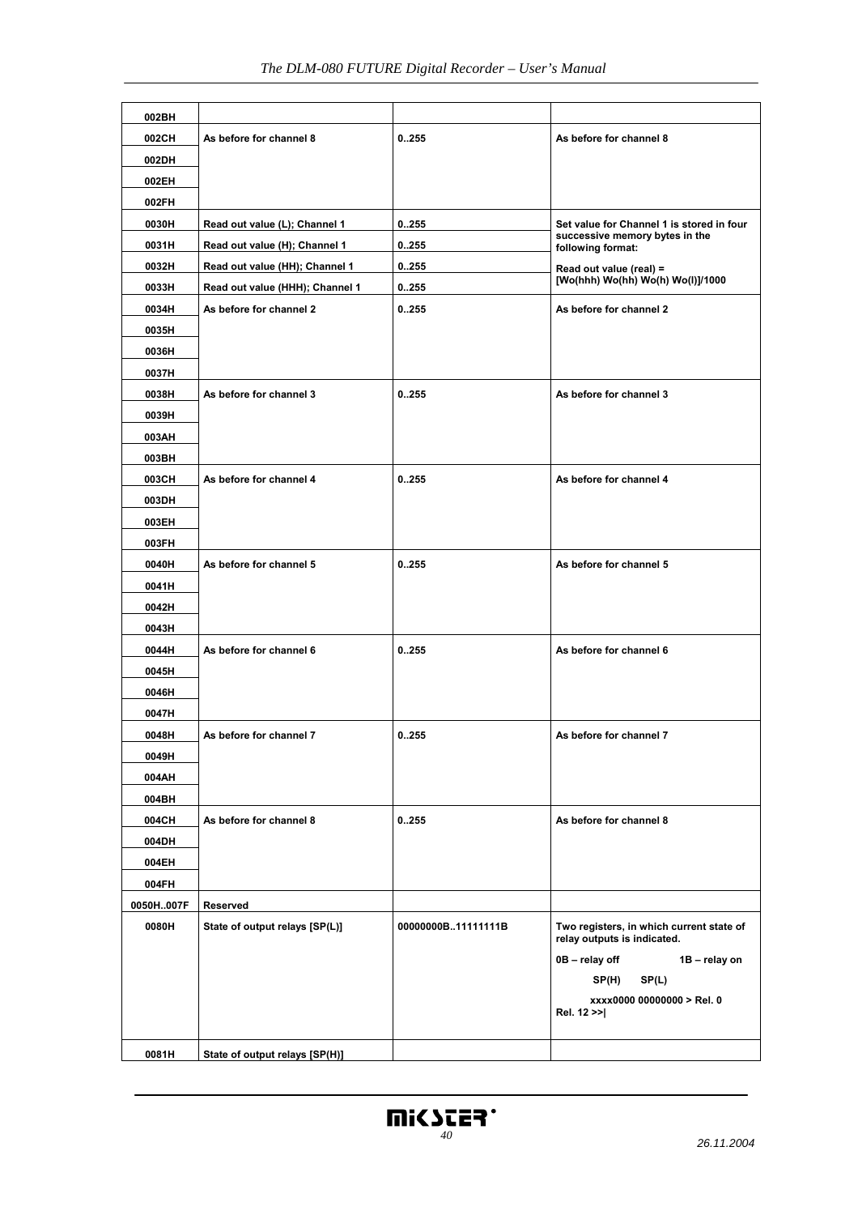| | | | |
|---|---|---|---|
| 002BH | | | |
| 002CH | As before for channel 8 | 0..255 | As before for channel 8 |
| 002DH | | | |
| 002EH | | | |
| 002FH | | | |
| 0030H | Read out value (L); Channel 1 | 0..255 | Set value for Channel 1 is stored in four successive memory bytes in the following format: |
| 0031H | Read out value (H); Channel 1 | 0..255 | |
| 0032H | Read out value (HH); Channel 1 | 0..255 | Read out value (real) = [Wo(hhh) Wo(hh) Wo(h) Wo(l)]/1000 |
| 0033H | Read out value (HHH); Channel 1 | 0..255 | |
| 0034H | As before for channel 2 | 0..255 | As before for channel 2 |
| 0035H | | | |
| 0036H | | | |
| 0037H | | | |
| 0038H | As before for channel 3 | 0..255 | As before for channel 3 |
| 0039H | | | |
| 003AH | | | |
| 003BH | | | |
| 003CH | As before for channel 4 | 0..255 | As before for channel 4 |
| 003DH | | | |
| 003EH | | | |
| 003FH | | | |
| 0040H | As before for channel 5 | 0..255 | As before for channel 5 |
| 0041H | | | |
| 0042H | | | |
| 0043H | | | |
| 0044H | As before for channel 6 | 0..255 | As before for channel 6 |
| 0045H | | | |
| 0046H | | | |
| 0047H | | | |
| 0048H | As before for channel 7 | 0..255 | As before for channel 7 |
| 0049H | | | |
| 004AH | | | |
| 004BH | | | |
| 004CH | As before for channel 8 | 0..255 | As before for channel 8 |
| 004DH | | | |
| 004EH | | | |
| 004FH | | | |
| 0050H..007F | Reserved | | |
| 0080H | State of output relays [SP(L)] | 00000000B..11111111B | Two registers, in which current state of relay outputs is indicated.<br>0B – relay off 1B – relay on<br>SP(H) SP(L)<br>xxxx0000 00000000 > Rel. 0<br>Rel. 12 >>\| |
| 0081H | State of output relays [SP(H)] | | |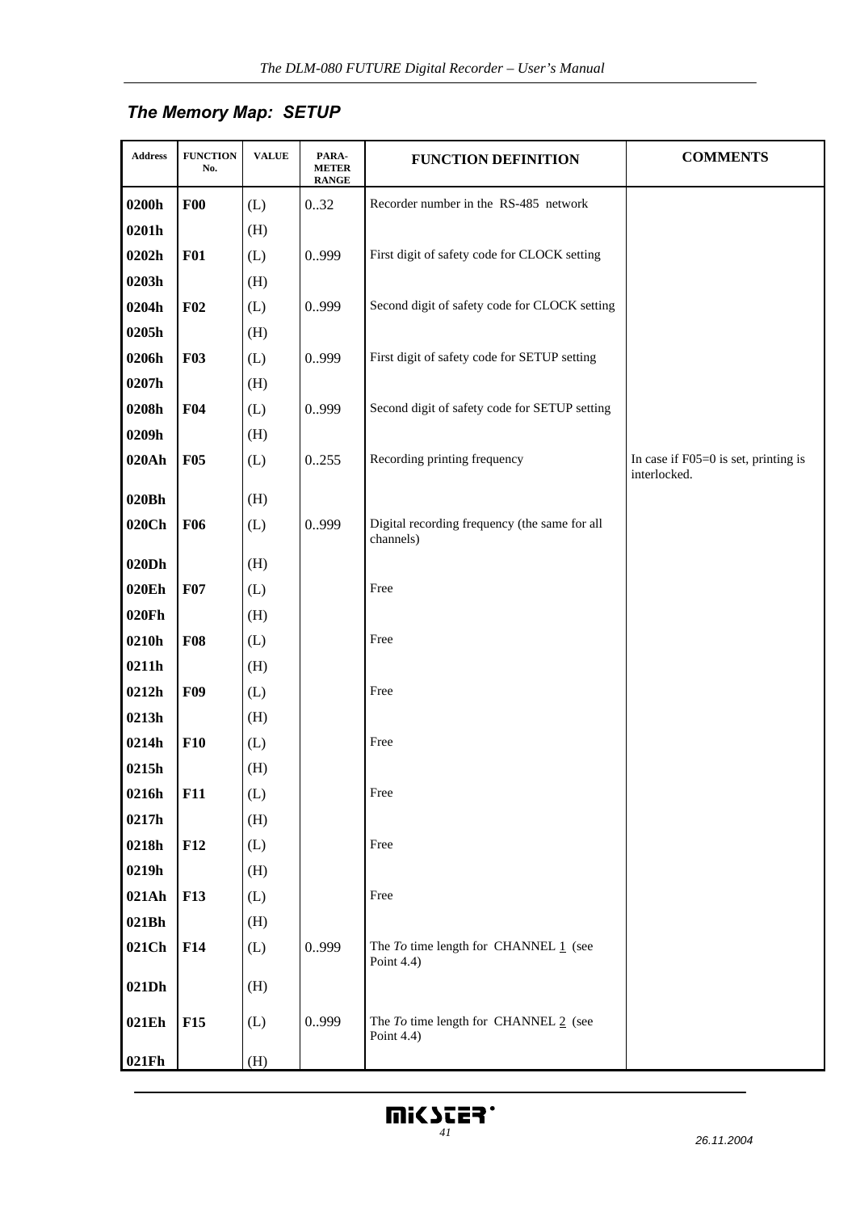## The Memory Map: SETUP

| Address | FUNCTION No. | VALUE | PARA-METER RANGE | FUNCTION DEFINITION | COMMENTS |
|---|---|---|---|---|---|
| **0200h** | **F00** | (L) | 0..32 | Recorder number in the RS-485 network | |
| **0201h** | | (H) | | | |
| **0202h** | **F01** | (L) | 0..999 | First digit of safety code for CLOCK setting | |
| **0203h** | | (H) | | | |
| **0204h** | **F02** | (L) | 0..999 | Second digit of safety code for CLOCK setting | |
| **0205h** | | (H) | | | |
| **0206h** | **F03** | (L) | 0..999 | First digit of safety code for SETUP setting | |
| **0207h** | | (H) | | | |
| **0208h** | **F04** | (L) | 0..999 | Second digit of safety code for SETUP setting | |
| **0209h** | | (H) | | | |
| **020Ah** | **F05** | (L) | 0..255 | Recording printing frequency | In case if F05=0 is set, printing is interlocked. |
| **020Bh** | | (H) | | | |
| **020Ch** | **F06** | (L) | 0..999 | Digital recording frequency (the same for all channels) | |
| **020Dh** | | (H) | | | |
| **020Eh** | **F07** | (L) | | Free | |
| **020Fh** | | (H) | | | |
| **0210h** | **F08** | (L) | | Free | |
| **0211h** | | (H) | | | |
| **0212h** | **F09** | (L) | | Free | |
| **0213h** | | (H) | | | |
| **0214h** | **F10** | (L) | | Free | |
| **0215h** | | (H) | | | |
| **0216h** | **F11** | (L) | | Free | |
| **0217h** | | (H) | | | |
| **0218h** | **F12** | (L) | | Free | |
| **0219h** | | (H) | | | |
| **021Ah** | **F13** | (L) | | Free | |
| **021Bh** | | (H) | | | |
| **021Ch** | **F14** | (L) | 0..999 | The *To* time length for CHANNEL 1 (see Point 4.4) | |
| **021Dh** | | (H) | | | |
| **021Eh** | **F15** | (L) | 0..999 | The *To* time length for CHANNEL 2 (see Point 4.4) | |
| **021Fh** | | (H) | | | |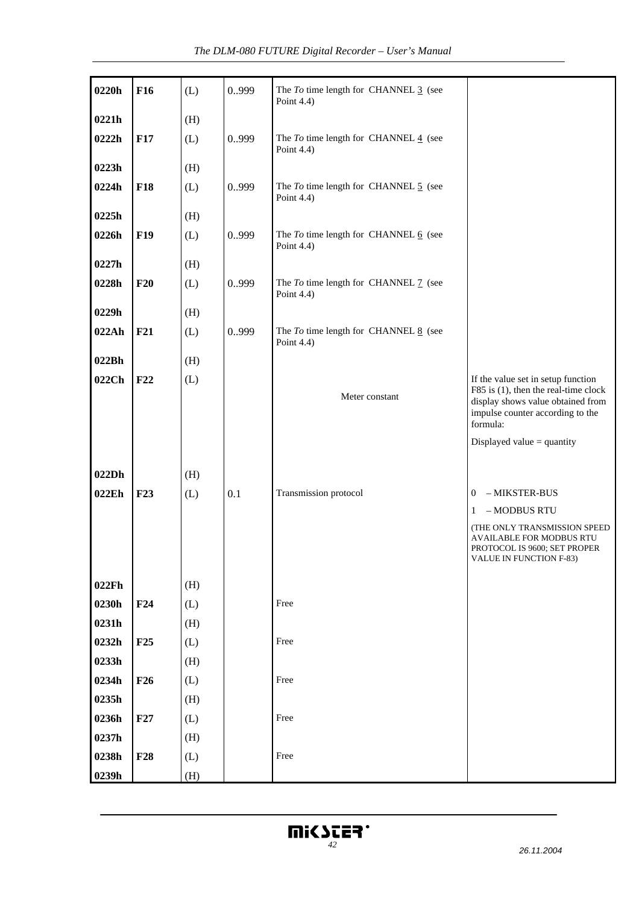| | | | | | |
|---|---|---|---|---|---|
| **0220h** | **F16** | (L) | 0..999 | The *To* time length for CHANNEL 3 (see Point 4.4) | |
| **0221h** | | (H) | | | |
| **0222h** | **F17** | (L) | 0..999 | The *To* time length for CHANNEL 4 (see Point 4.4) | |
| **0223h** | | (H) | | | |
| **0224h** | **F18** | (L) | 0..999 | The *To* time length for CHANNEL 5 (see Point 4.4) | |
| **0225h** | | (H) | | | |
| **0226h** | **F19** | (L) | 0..999 | The *To* time length for CHANNEL 6 (see Point 4.4) | |
| **0227h** | | (H) | | | |
| **0228h** | **F20** | (L) | 0..999 | The *To* time length for CHANNEL 7 (see Point 4.4) | |
| **0229h** | | (H) | | | |
| **022Ah** | **F21** | (L) | 0..999 | The *To* time length for CHANNEL 8 (see Point 4.4) | |
| **022Bh** | | (H) | | | |
| **022Ch** | **F22** | (L) | | Meter constant | If the value set in setup function F85 is (1), then the real-time clock display shows value obtained from impulse counter according to the formula:<br>Displayed value = quantity |
| **022Dh** | | (H) | | | |
| **022Eh** | **F23** | (L) | 0.1 | Transmission protocol | 0 – MIKSTER-BUS<br>1 – MODBUS RTU<br>(THE ONLY TRANSMISSION SPEED AVAILABLE FOR MODBUS RTU PROTOCOL IS 9600; SET PROPER VALUE IN FUNCTION F-83) |
| **022Fh** | | (H) | | | |
| **0230h** | **F24** | (L) | | Free | |
| **0231h** | | (H) | | | |
| **0232h** | **F25** | (L) | | Free | |
| **0233h** | | (H) | | | |
| **0234h** | **F26** | (L) | | Free | |
| **0235h** | | (H) | | | |
| **0236h** | **F27** | (L) | | Free | |
| **0237h** | | (H) | | | |
| **0238h** | **F28** | (L) | | Free | |
| **0239h** | | (H) | | | |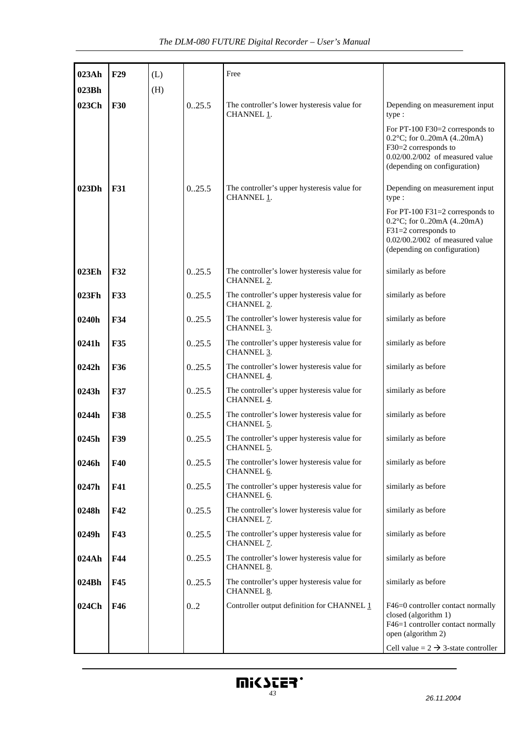| | | | | | |
|---|---|---|---|---|---|
| **023Ah** | **F29** | (L) | | Free | |
| **023Bh** | | (H) | | | |
| **023Ch** | **F30** | | 0..25.5 | The controller's lower hysteresis value for CHANNEL 1. | Depending on measurement input type :<br>For PT-100 F30=2 corresponds to 0.2°C; for 0..20mA (4..20mA) F30=2 corresponds to 0.02/00.2/002 of measured value (depending on configuration) |
| **023Dh** | **F31** | | 0..25.5 | The controller's upper hysteresis value for CHANNEL 1. | Depending on measurement input type :<br>For PT-100 F31=2 corresponds to 0.2°C; for 0..20mA (4..20mA) F31=2 corresponds to 0.02/00.2/002 of measured value (depending on configuration) |
| **023Eh** | **F32** | | 0..25.5 | The controller's lower hysteresis value for CHANNEL 2. | similarly as before |
| **023Fh** | **F33** | | 0..25.5 | The controller's upper hysteresis value for CHANNEL 2. | similarly as before |
| **0240h** | **F34** | | 0..25.5 | The controller's lower hysteresis value for CHANNEL 3. | similarly as before |
| **0241h** | **F35** | | 0..25.5 | The controller's upper hysteresis value for CHANNEL 3. | similarly as before |
| **0242h** | **F36** | | 0..25.5 | The controller's lower hysteresis value for CHANNEL 4. | similarly as before |
| **0243h** | **F37** | | 0..25.5 | The controller's upper hysteresis value for CHANNEL 4. | similarly as before |
| **0244h** | **F38** | | 0..25.5 | The controller's lower hysteresis value for CHANNEL 5. | similarly as before |
| **0245h** | **F39** | | 0..25.5 | The controller's upper hysteresis value for CHANNEL 5. | similarly as before |
| **0246h** | **F40** | | 0..25.5 | The controller's lower hysteresis value for CHANNEL 6. | similarly as before |
| **0247h** | **F41** | | 0..25.5 | The controller's upper hysteresis value for CHANNEL 6. | similarly as before |
| **0248h** | **F42** | | 0..25.5 | The controller's lower hysteresis value for CHANNEL 7. | similarly as before |
| **0249h** | **F43** | | 0..25.5 | The controller's upper hysteresis value for CHANNEL 7. | similarly as before |
| **024Ah** | **F44** | | 0..25.5 | The controller's lower hysteresis value for CHANNEL 8. | similarly as before |
| **024Bh** | **F45** | | 0..25.5 | The controller's upper hysteresis value for CHANNEL 8. | similarly as before |
| **024Ch** | **F46** | | 0..2 | Controller output definition for CHANNEL 1 | F46=0 controller contact normally closed (algorithm 1)<br>F46=1 controller contact normally open (algorithm 2)<br>Cell value = 2 → 3-state controller |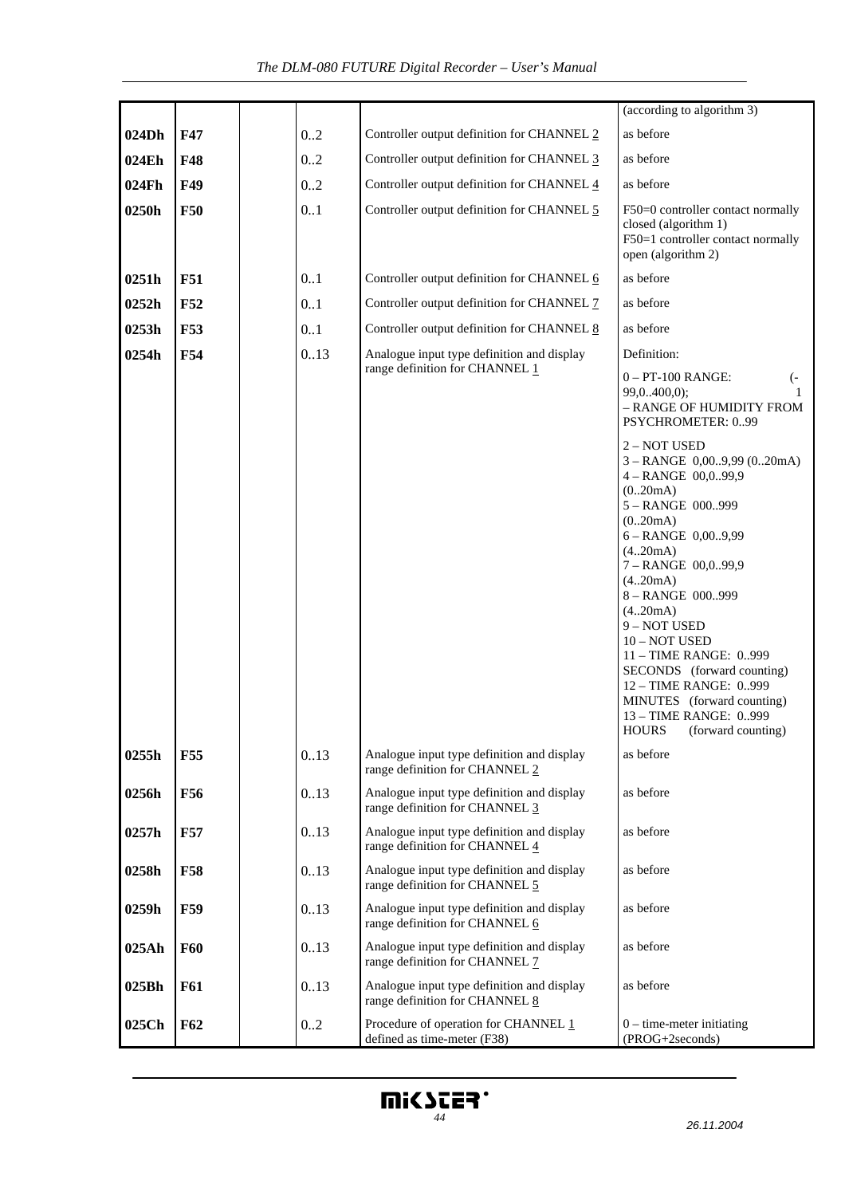| | | | | | |
|---|---|---|---|---|---|
| | | | | | (according to algorithm 3) |
| 024Dh | F47 | | 0..2 | Controller output definition for CHANNEL 2 | as before |
| 024Eh | F48 | | 0..2 | Controller output definition for CHANNEL 3 | as before |
| 024Fh | F49 | | 0..2 | Controller output definition for CHANNEL 4 | as before |
| 0250h | F50 | | 0..1 | Controller output definition for CHANNEL 5 | F50=0 controller contact normally closed (algorithm 1)<br>F50=1 controller contact normally open (algorithm 2) |
| 0251h | F51 | | 0..1 | Controller output definition for CHANNEL 6 | as before |
| 0252h | F52 | | 0..1 | Controller output definition for CHANNEL 7 | as before |
| 0253h | F53 | | 0..1 | Controller output definition for CHANNEL 8 | as before |
| 0254h | F54 | | 0..13 | Analogue input type definition and display range definition for CHANNEL 1 | Definition:<br>0 – PT-100 RANGE: (-99,0..400,0); 1 – RANGE OF HUMIDITY FROM PSYCHROMETER: 0..99<br>2 – NOT USED<br>3 – RANGE 0,00..9,99 (0..20mA)<br>4 – RANGE 00,0..99,9 (0..20mA)<br>5 – RANGE 000..999 (0..20mA)<br>6 – RANGE 0,00..9,99 (4..20mA)<br>7 – RANGE 00,0..99,9 (4..20mA)<br>8 – RANGE 000..999 (4..20mA)<br>9 – NOT USED<br>10 – NOT USED<br>11 – TIME RANGE: 0..999 SECONDS (forward counting)<br>12 – TIME RANGE: 0..999 MINUTES (forward counting)<br>13 – TIME RANGE: 0..999 HOURS (forward counting) |
| 0255h | F55 | | 0..13 | Analogue input type definition and display range definition for CHANNEL 2 | as before |
| 0256h | F56 | | 0..13 | Analogue input type definition and display range definition for CHANNEL 3 | as before |
| 0257h | F57 | | 0..13 | Analogue input type definition and display range definition for CHANNEL 4 | as before |
| 0258h | F58 | | 0..13 | Analogue input type definition and display range definition for CHANNEL 5 | as before |
| 0259h | F59 | | 0..13 | Analogue input type definition and display range definition for CHANNEL 6 | as before |
| 025Ah | F60 | | 0..13 | Analogue input type definition and display range definition for CHANNEL 7 | as before |
| 025Bh | F61 | | 0..13 | Analogue input type definition and display range definition for CHANNEL 8 | as before |
| 025Ch | F62 | | 0..2 | Procedure of operation for CHANNEL 1 defined as time-meter (F38) | 0 – time-meter initiating (PROG+2seconds) |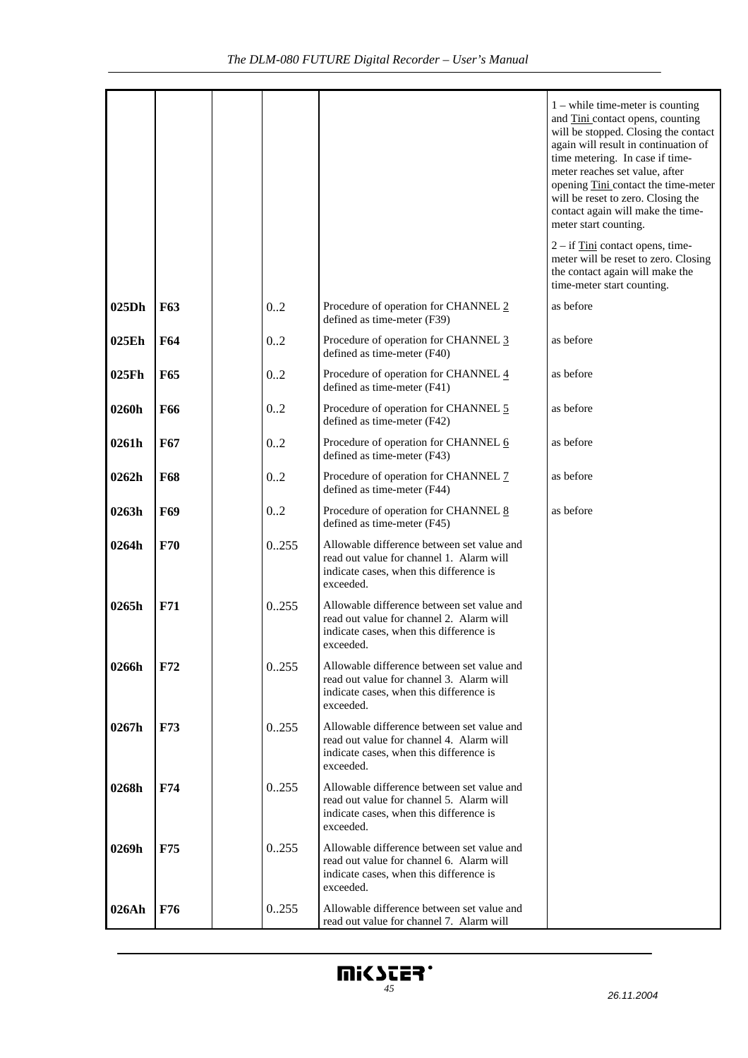| | | | | | |
|---|---|---|---|---|---|
| | | | | | 1 – while time-meter is counting and Tini contact opens, counting will be stopped. Closing the contact again will result in continuation of time metering. In case if time-meter reaches set value, after opening Tini contact the time-meter will be reset to zero. Closing the contact again will make the time-meter start counting.<br><br>2 – if Tini contact opens, time-meter will be reset to zero. Closing the contact again will make the time-meter start counting. |
| **025Dh** | **F63** | | 0..2 | Procedure of operation for CHANNEL 2 defined as time-meter (F39) | as before |
| **025Eh** | **F64** | | 0..2 | Procedure of operation for CHANNEL 3 defined as time-meter (F40) | as before |
| **025Fh** | **F65** | | 0..2 | Procedure of operation for CHANNEL 4 defined as time-meter (F41) | as before |
| **0260h** | **F66** | | 0..2 | Procedure of operation for CHANNEL 5 defined as time-meter (F42) | as before |
| **0261h** | **F67** | | 0..2 | Procedure of operation for CHANNEL 6 defined as time-meter (F43) | as before |
| **0262h** | **F68** | | 0..2 | Procedure of operation for CHANNEL 7 defined as time-meter (F44) | as before |
| **0263h** | **F69** | | 0..2 | Procedure of operation for CHANNEL 8 defined as time-meter (F45) | as before |
| **0264h** | **F70** | | 0..255 | Allowable difference between set value and read out value for channel 1. Alarm will indicate cases, when this difference is exceeded. | |
| **0265h** | **F71** | | 0..255 | Allowable difference between set value and read out value for channel 2. Alarm will indicate cases, when this difference is exceeded. | |
| **0266h** | **F72** | | 0..255 | Allowable difference between set value and read out value for channel 3. Alarm will indicate cases, when this difference is exceeded. | |
| **0267h** | **F73** | | 0..255 | Allowable difference between set value and read out value for channel 4. Alarm will indicate cases, when this difference is exceeded. | |
| **0268h** | **F74** | | 0..255 | Allowable difference between set value and read out value for channel 5. Alarm will indicate cases, when this difference is exceeded. | |
| **0269h** | **F75** | | 0..255 | Allowable difference between set value and read out value for channel 6. Alarm will indicate cases, when this difference is exceeded. | |
| **026Ah** | **F76** | | 0..255 | Allowable difference between set value and read out value for channel 7. Alarm will | |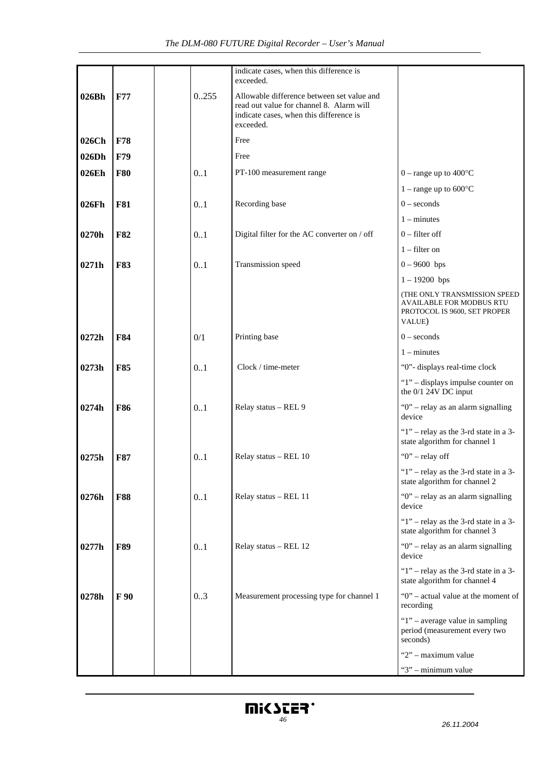|  |  |  |  |  |  |
|---|---|---|---|---|---|
|  |  |  |  | indicate cases, when this difference is exceeded. |  |
| **026Bh** | **F77** |  | 0..255 | Allowable difference between set value and read out value for channel 8. Alarm will indicate cases, when this difference is exceeded. |  |
| **026Ch** | **F78** |  |  | Free |  |
| **026Dh** | **F79** |  |  | Free |  |
| **026Eh** | **F80** |  | 0..1 | PT-100 measurement range | 0 – range up to 400°C |
|  |  |  |  |  | 1 – range up to 600°C |
| **026Fh** | **F81** |  | 0..1 | Recording base | 0 – seconds |
|  |  |  |  |  | 1 – minutes |
| **0270h** | **F82** |  | 0..1 | Digital filter for the AC converter on / off | 0 – filter off |
|  |  |  |  |  | 1 – filter on |
| **0271h** | **F83** |  | 0..1 | Transmission speed | 0 – 9600 bps |
|  |  |  |  |  | 1 – 19200 bps |
|  |  |  |  |  | (THE ONLY TRANSMISSION SPEED AVAILABLE FOR MODBUS RTU PROTOCOL IS 9600, SET PROPER VALUE) |
| **0272h** | **F84** |  | 0/1 | Printing base | 0 – seconds |
|  |  |  |  |  | 1 – minutes |
| **0273h** | **F85** |  | 0..1 | Clock / time-meter | "0"- displays real-time clock |
|  |  |  |  |  | "1" – displays impulse counter on the 0/1 24V DC input |
| **0274h** | **F86** |  | 0..1 | Relay status – REL 9 | "0" – relay as an alarm signalling device |
|  |  |  |  |  | "1" – relay as the 3-rd state in a 3-state algorithm for channel 1 |
| **0275h** | **F87** |  | 0..1 | Relay status – REL 10 | "0" – relay off |
|  |  |  |  |  | "1" – relay as the 3-rd state in a 3-state algorithm for channel 2 |
| **0276h** | **F88** |  | 0..1 | Relay status – REL 11 | "0" – relay as an alarm signalling device |
|  |  |  |  |  | "1" – relay as the 3-rd state in a 3-state algorithm for channel 3 |
| **0277h** | **F89** |  | 0..1 | Relay status – REL 12 | "0" – relay as an alarm signalling device |
|  |  |  |  |  | "1" – relay as the 3-rd state in a 3-state algorithm for channel 4 |
| **0278h** | **F 90** |  | 0..3 | Measurement processing type for channel 1 | "0" – actual value at the moment of recording |
|  |  |  |  |  | "1" – average value in sampling period (measurement every two seconds) |
|  |  |  |  |  | "2" – maximum value |
|  |  |  |  |  | "3" – minimum value |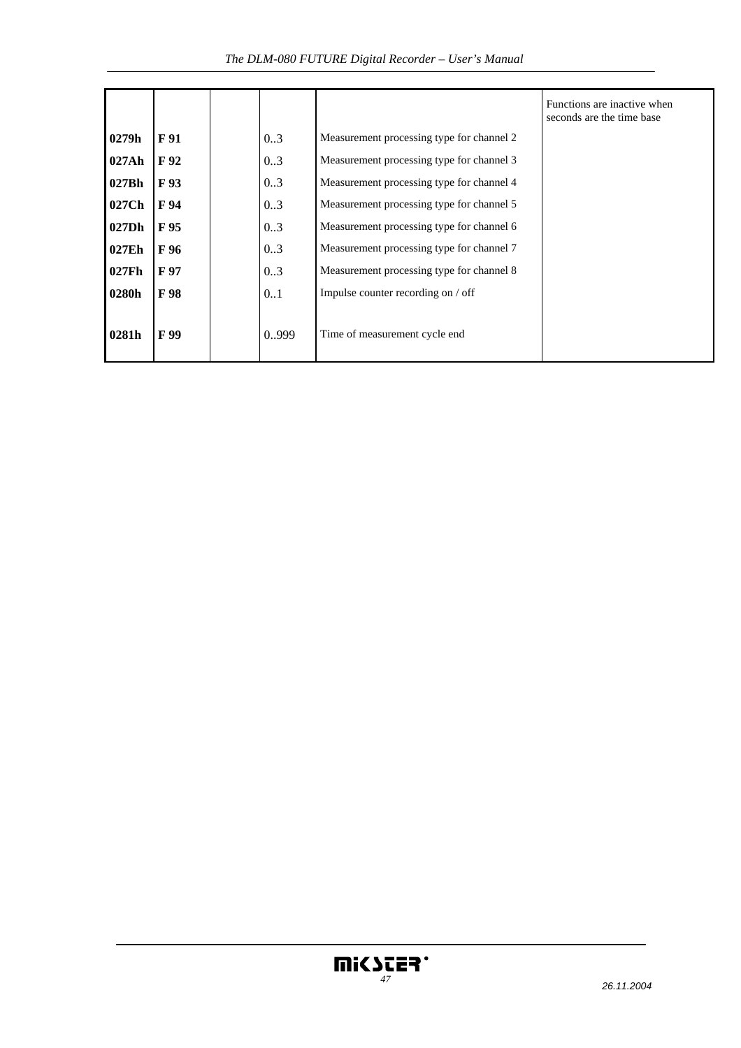| | | | | | |
|---|---|---|---|---|---|
| | | | | | Functions are inactive when seconds are the time base |
| **0279h** | **F 91** | | 0..3 | Measurement processing type for channel 2 | |
| **027Ah** | **F 92** | | 0..3 | Measurement processing type for channel 3 | |
| **027Bh** | **F 93** | | 0..3 | Measurement processing type for channel 4 | |
| **027Ch** | **F 94** | | 0..3 | Measurement processing type for channel 5 | |
| **027Dh** | **F 95** | | 0..3 | Measurement processing type for channel 6 | |
| **027Eh** | **F 96** | | 0..3 | Measurement processing type for channel 7 | |
| **027Fh** | **F 97** | | 0..3 | Measurement processing type for channel 8 | |
| **0280h** | **F 98** | | 0..1 | Impulse counter recording on / off | |
| **0281h** | **F 99** | | 0..999 | Time of measurement cycle end | |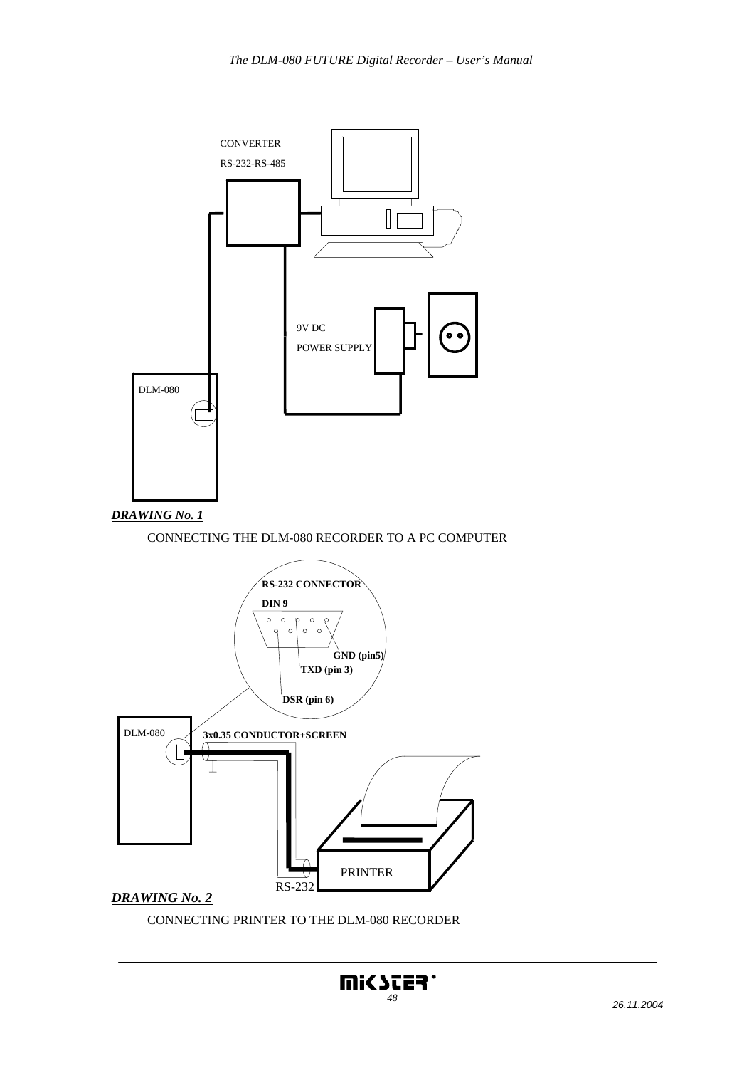CONVERTER

RS-232-RS-485

9V DC

POWER SUPPLY

DLM-080

***DRAWING No. 1***

CONNECTING THE DLM-080 RECORDER TO A PC COMPUTER

**RS-232 CONNECTOR**

**DIN 9**

**GND (pin5)**

**TXD (pin 3)**

**DSR (pin 6)**

DLM-080

**3x0.35 CONDUCTOR+SCREEN**

PRINTER

RS-232

***DRAWING No. 2***

CONNECTING PRINTER TO THE DLM-080 RECORDER